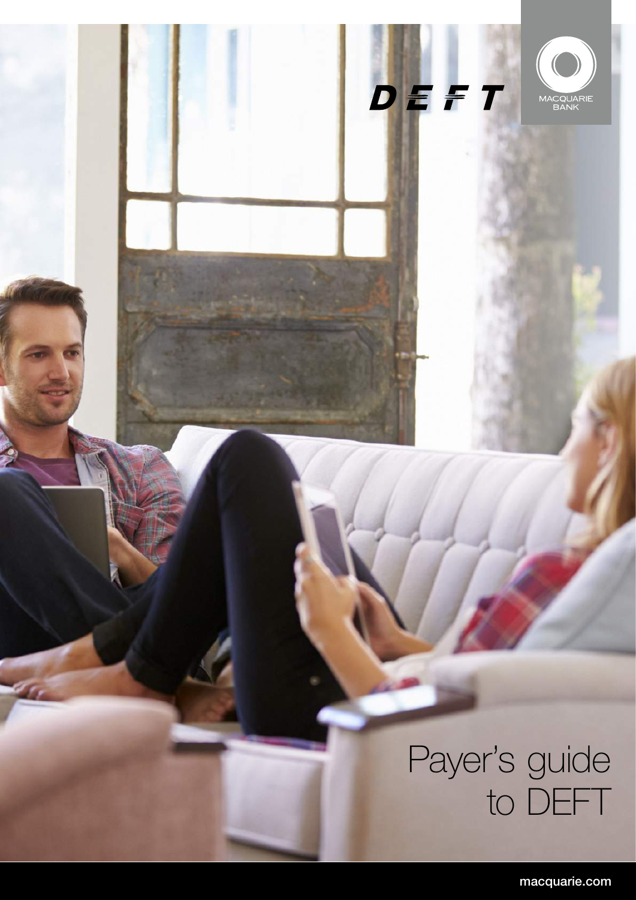DEFT

MACQUARIE BANK

# Payer's guide to DEFT

macquarie.com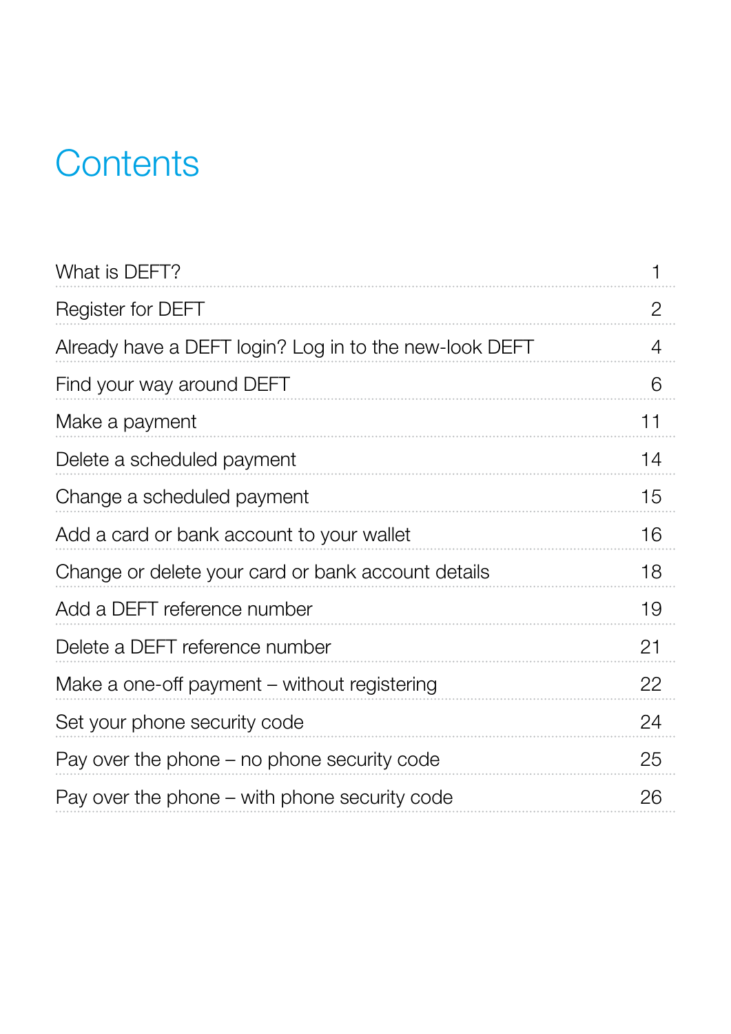# Contents

| | |
|---|---|
| What is DEFT? | 1 |
| Register for DEFT | 2 |
| Already have a DEFT login? Log in to the new-look DEFT | 4 |
| Find your way around DEFT | 6 |
| Make a payment | 11 |
| Delete a scheduled payment | 14 |
| Change a scheduled payment | 15 |
| Add a card or bank account to your wallet | 16 |
| Change or delete your card or bank account details | 18 |
| Add a DEFT reference number | 19 |
| Delete a DEFT reference number | 21 |
| Make a one-off payment – without registering | 22 |
| Set your phone security code | 24 |
| Pay over the phone – no phone security code | 25 |
| Pay over the phone – with phone security code | 26 |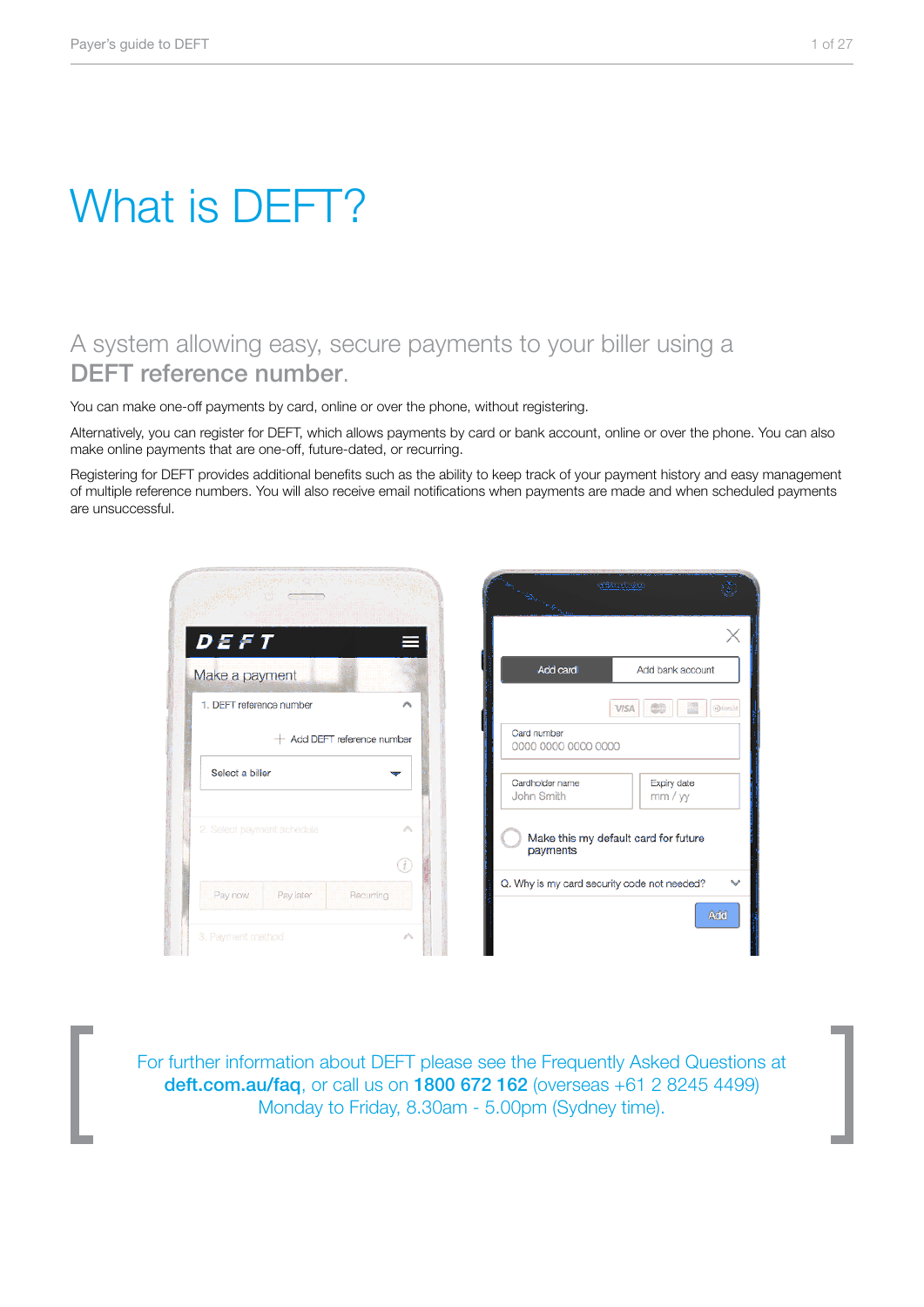# What is DEFT?

## A system allowing easy, secure payments to your biller using a **DEFT reference number**.

You can make one-off payments by card, online or over the phone, without registering.

Alternatively, you can register for DEFT, which allows payments by card or bank account, online or over the phone. You can also make online payments that are one-off, future-dated, or recurring.

Registering for DEFT provides additional benefits such as the ability to keep track of your payment history and easy management of multiple reference numbers. You will also receive email notifications when payments are made and when scheduled payments are unsuccessful.

For further information about DEFT please see the Frequently Asked Questions at **deft.com.au/faq**, or call us on **1800 672 162** (overseas +61 2 8245 4499) Monday to Friday, 8.30am - 5.00pm (Sydney time).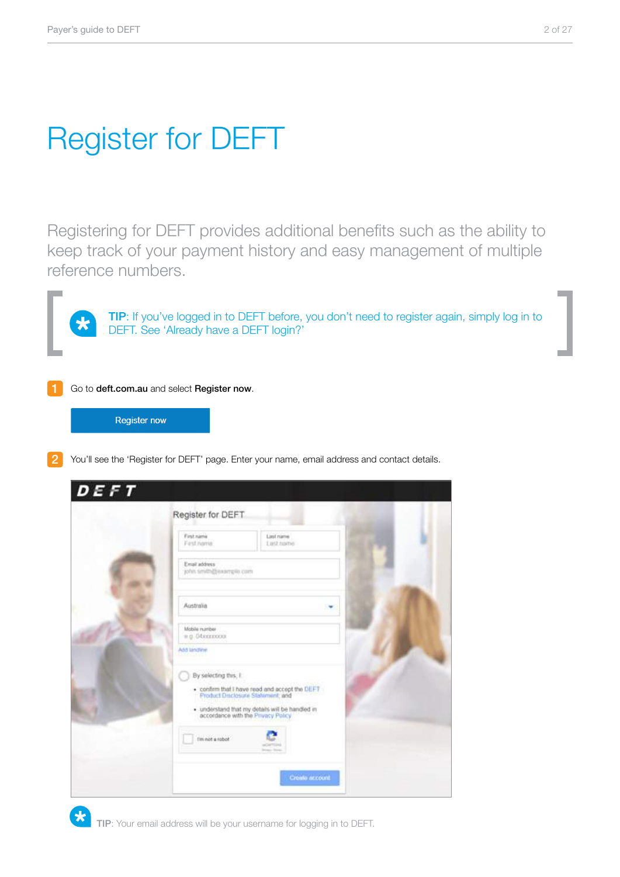# Register for DEFT

Registering for DEFT provides additional benefits such as the ability to keep track of your payment history and easy management of multiple reference numbers.

**TIP**: If you've logged in to DEFT before, you don't need to register again, simply log in to DEFT. See 'Already have a DEFT login?'

1. Go to **deft.com.au** and select **Register now**.

   Register now

2. You'll see the 'Register for DEFT' page. Enter your name, email address and contact details.

**TIP**: Your email address will be your username for logging in to DEFT.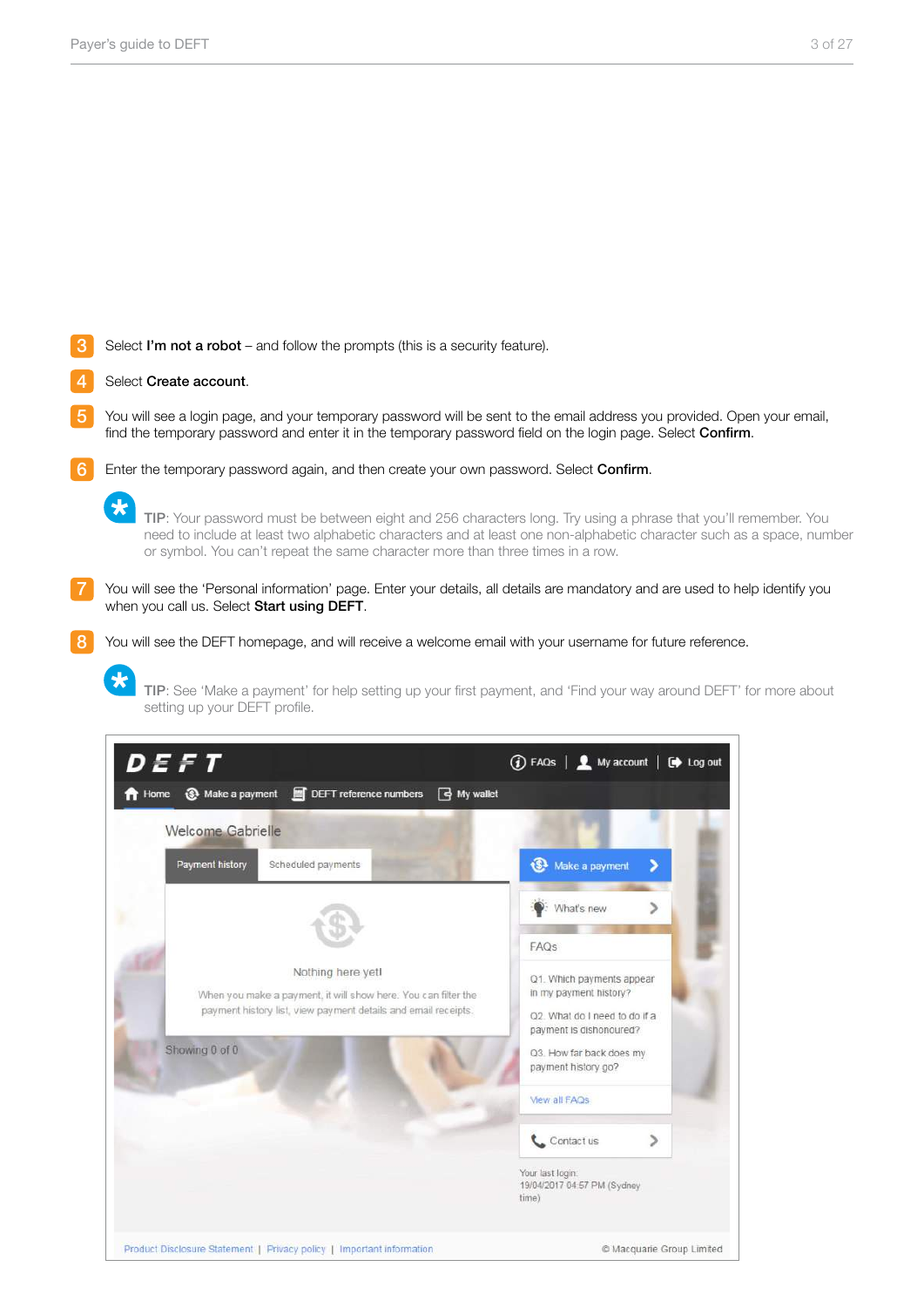3. Select **I'm not a robot** – and follow the prompts (this is a security feature).

4. Select **Create account**.

5. You will see a login page, and your temporary password will be sent to the email address you provided. Open your email, find the temporary password and enter it in the temporary password field on the login page. Select **Confirm**.

6. Enter the temporary password again, and then create your own password. Select **Confirm**.

> **TIP**: Your password must be between eight and 256 characters long. Try using a phrase that you'll remember. You need to include at least two alphabetic characters and at least one non-alphabetic character such as a space, number or symbol. You can't repeat the same character more than three times in a row.

7. You will see the 'Personal information' page. Enter your details, all details are mandatory and are used to help identify you when you call us. Select **Start using DEFT**.

8. You will see the DEFT homepage, and will receive a welcome email with your username for future reference.

> **TIP**: See 'Make a payment' for help setting up your first payment, and 'Find your way around DEFT' for more about setting up your DEFT profile.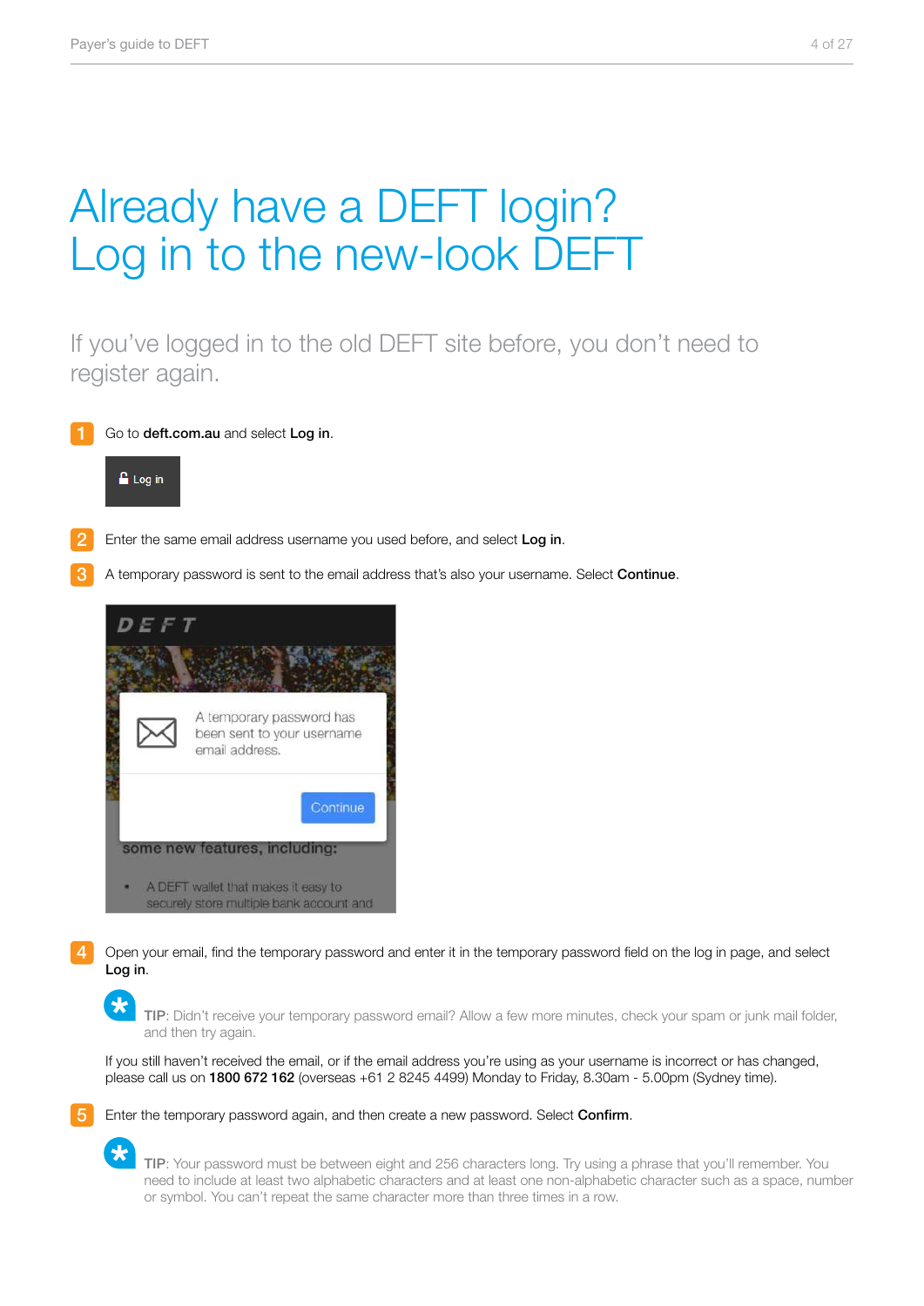# Already have a DEFT login? Log in to the new-look DEFT

If you've logged in to the old DEFT site before, you don't need to register again.

1. Go to **deft.com.au** and select **Log in**.

2. Enter the same email address username you used before, and select **Log in**.

3. A temporary password is sent to the email address that's also your username. Select **Continue**.

4. Open your email, find the temporary password and enter it in the temporary password field on the log in page, and select **Log in**.

   **TIP**: Didn't receive your temporary password email? Allow a few more minutes, check your spam or junk mail folder, and then try again.

   If you still haven't received the email, or if the email address you're using as your username is incorrect or has changed, please call us on **1800 672 162** (overseas +61 2 8245 4499) Monday to Friday, 8.30am - 5.00pm (Sydney time).

5. Enter the temporary password again, and then create a new password. Select **Confirm**.

   **TIP**: Your password must be between eight and 256 characters long. Try using a phrase that you'll remember. You need to include at least two alphabetic characters and at least one non-alphabetic character such as a space, number or symbol. You can't repeat the same character more than three times in a row.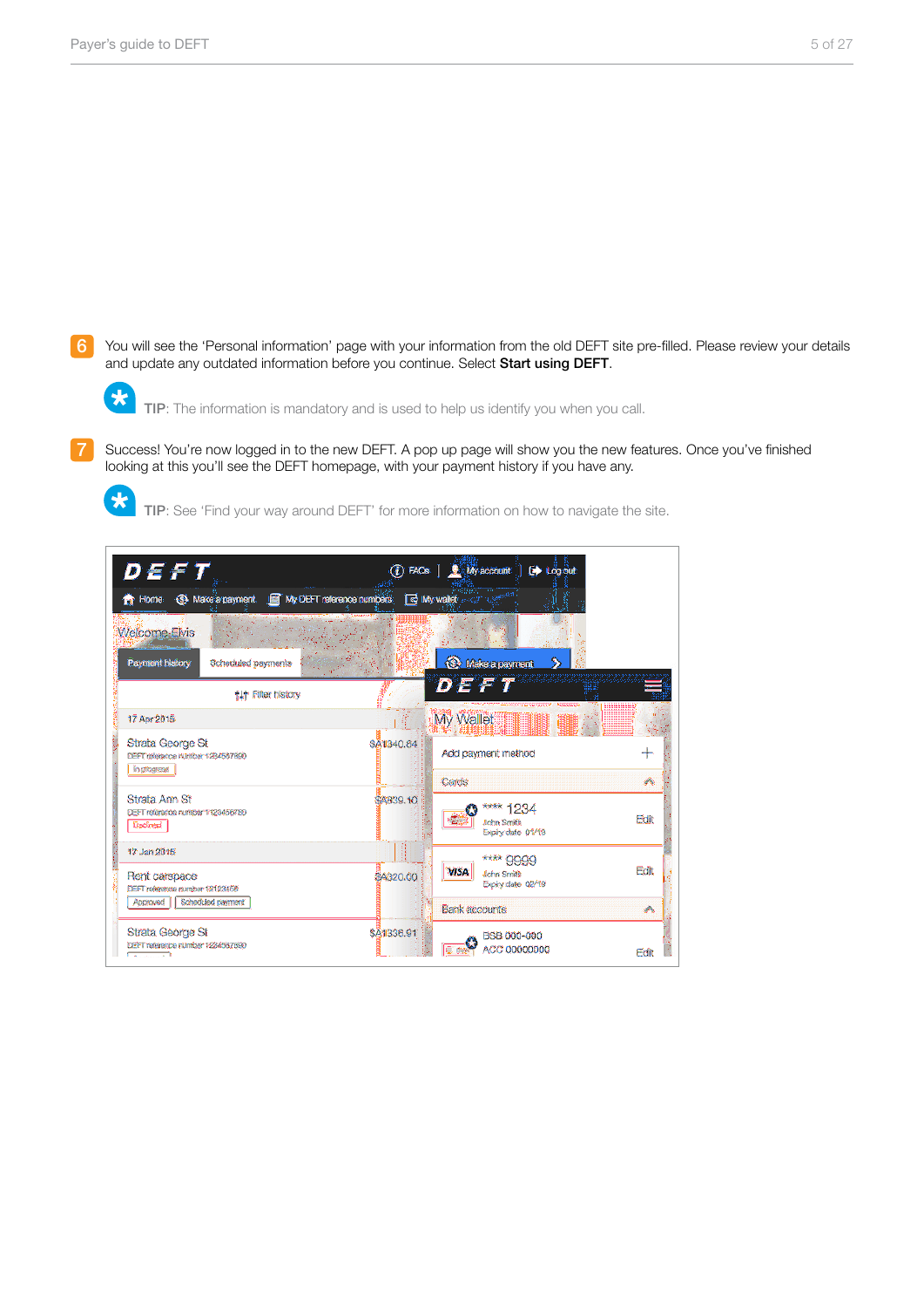6. You will see the 'Personal information' page with your information from the old DEFT site pre-filled. Please review your details and update any outdated information before you continue. Select **Start using DEFT**.

   **TIP**: The information is mandatory and is used to help us identify you when you call.

7. Success! You're now logged in to the new DEFT. A pop up page will show you the new features. Once you've finished looking at this you'll see the DEFT homepage, with your payment history if you have any.

   **TIP**: See 'Find your way around DEFT' for more information on how to navigate the site.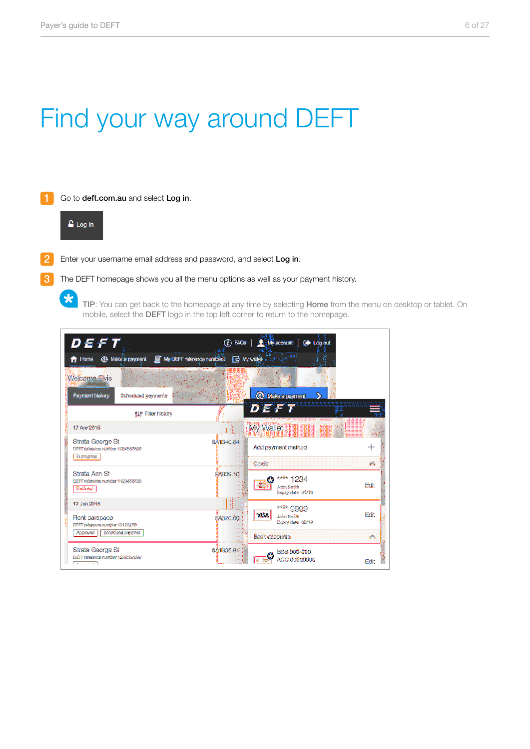# Find your way around DEFT

1. Go to **deft.com.au** and select **Log in**.

2. Enter your username email address and password, and select **Log in**.

3. The DEFT homepage shows you all the menu options as well as your payment history.

**TIP**: You can get back to the homepage at any time by selecting **Home** from the menu on desktop or tablet. On mobile, select the **DEFT** logo in the top left corner to return to the homepage.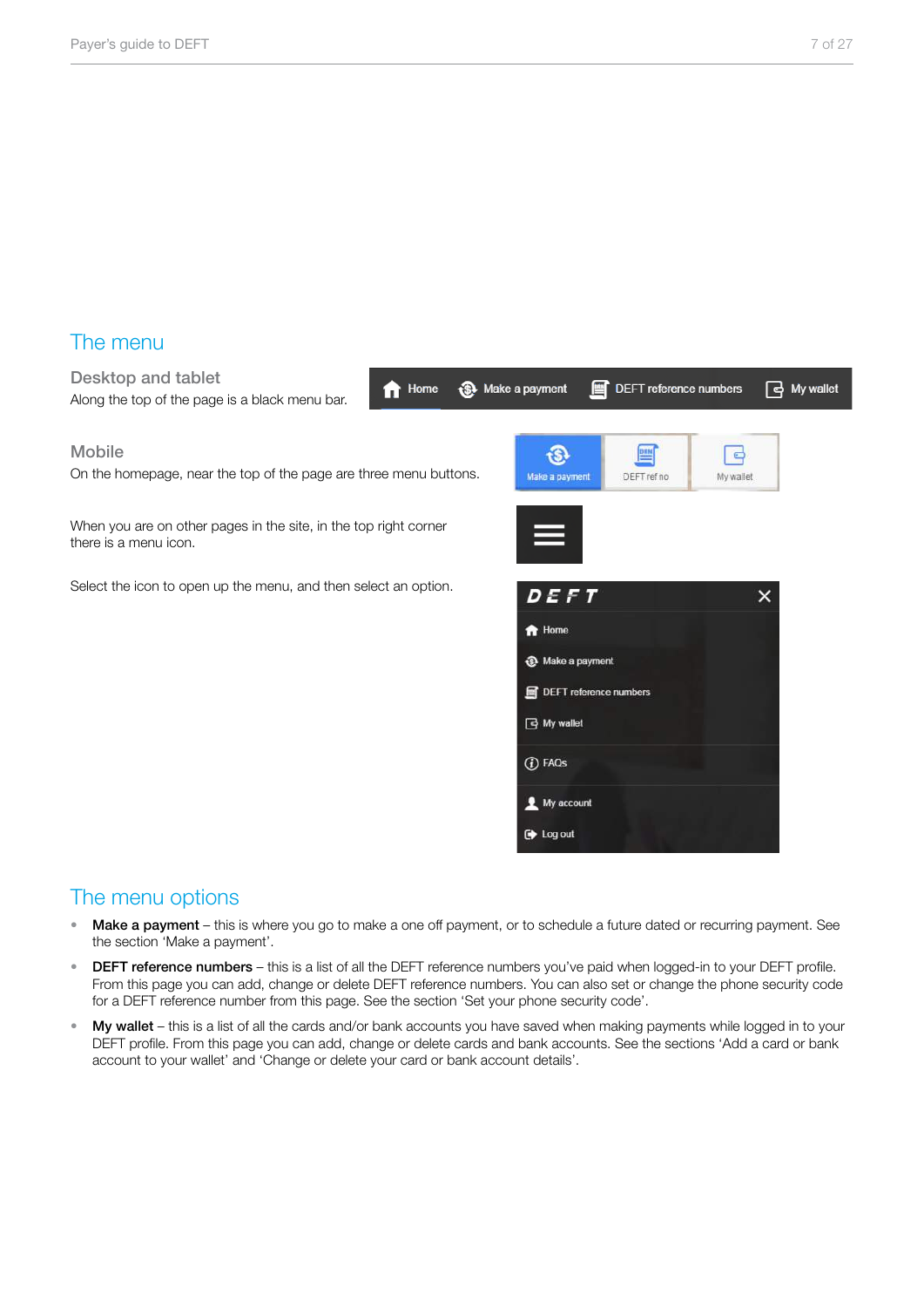## The menu

### Desktop and tablet

Along the top of the page is a black menu bar.

### Mobile

On the homepage, near the top of the page are three menu buttons.

When you are on other pages in the site, in the top right corner there is a menu icon.

Select the icon to open up the menu, and then select an option.

## The menu options

- **Make a payment** – this is where you go to make a one off payment, or to schedule a future dated or recurring payment. See the section 'Make a payment'.
- **DEFT reference numbers** – this is a list of all the DEFT reference numbers you've paid when logged-in to your DEFT profile. From this page you can add, change or delete DEFT reference numbers. You can also set or change the phone security code for a DEFT reference number from this page. See the section 'Set your phone security code'.
- **My wallet** – this is a list of all the cards and/or bank accounts you have saved when making payments while logged in to your DEFT profile. From this page you can add, change or delete cards and bank accounts. See the sections 'Add a card or bank account to your wallet' and 'Change or delete your card or bank account details'.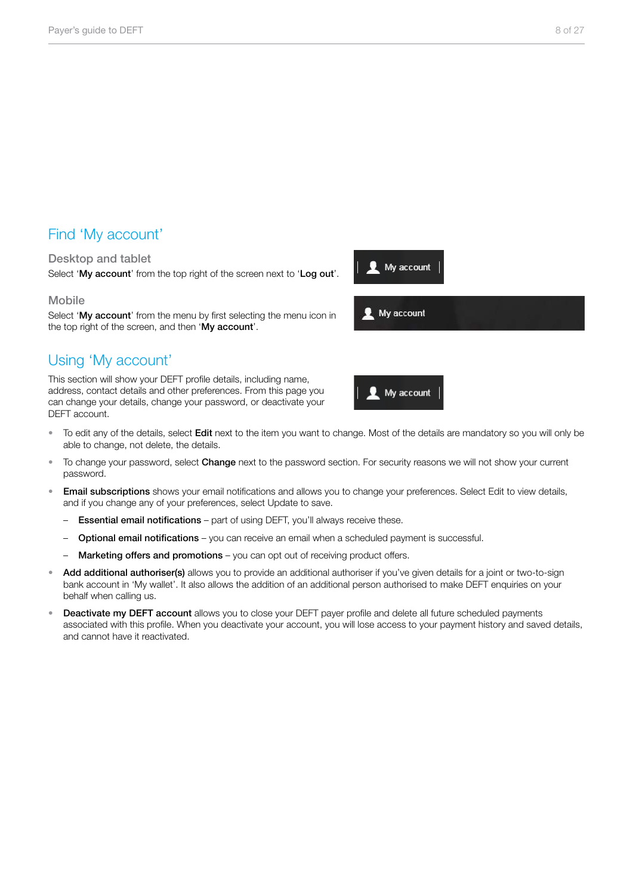## Find 'My account'

### Desktop and tablet

Select '**My account**' from the top right of the screen next to '**Log out**'.

### Mobile

Select '**My account**' from the menu by first selecting the menu icon in the top right of the screen, and then '**My account**'.

## Using 'My account'

This section will show your DEFT profile details, including name, address, contact details and other preferences. From this page you can change your details, change your password, or deactivate your DEFT account.

- To edit any of the details, select **Edit** next to the item you want to change. Most of the details are mandatory so you will only be able to change, not delete, the details.
- To change your password, select **Change** next to the password section. For security reasons we will not show your current password.
- **Email subscriptions** shows your email notifications and allows you to change your preferences. Select Edit to view details, and if you change any of your preferences, select Update to save.
  - **Essential email notifications** – part of using DEFT, you'll always receive these.
  - **Optional email notifications** – you can receive an email when a scheduled payment is successful.
  - **Marketing offers and promotions** – you can opt out of receiving product offers.
- **Add additional authoriser(s)** allows you to provide an additional authoriser if you've given details for a joint or two-to-sign bank account in 'My wallet'. It also allows the addition of an additional person authorised to make DEFT enquiries on your behalf when calling us.
- **Deactivate my DEFT account** allows you to close your DEFT payer profile and delete all future scheduled payments associated with this profile. When you deactivate your account, you will lose access to your payment history and saved details, and cannot have it reactivated.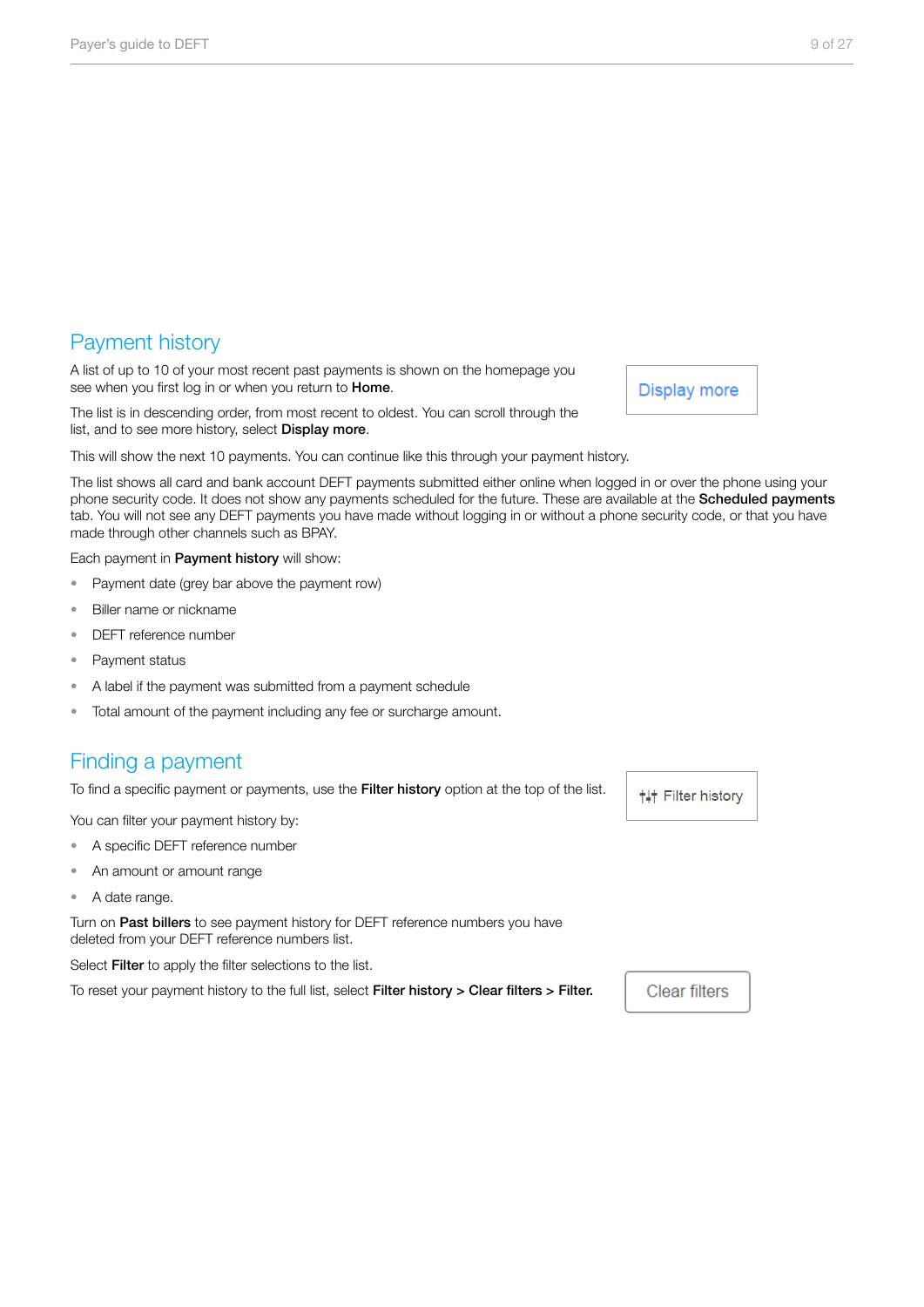## Payment history

A list of up to 10 of your most recent past payments is shown on the homepage you see when you first log in or when you return to **Home**.

The list is in descending order, from most recent to oldest. You can scroll through the list, and to see more history, select **Display more**.

Display more

This will show the next 10 payments. You can continue like this through your payment history.

The list shows all card and bank account DEFT payments submitted either online when logged in or over the phone using your phone security code. It does not show any payments scheduled for the future. These are available at the **Scheduled payments** tab. You will not see any DEFT payments you have made without logging in or without a phone security code, or that you have made through other channels such as BPAY.

Each payment in **Payment history** will show:

- Payment date (grey bar above the payment row)
- Biller name or nickname
- DEFT reference number
- Payment status
- A label if the payment was submitted from a payment schedule
- Total amount of the payment including any fee or surcharge amount.

## Finding a payment

To find a specific payment or payments, use the **Filter history** option at the top of the list.

Filter history

You can filter your payment history by:

- A specific DEFT reference number
- An amount or amount range
- A date range.

Turn on **Past billers** to see payment history for DEFT reference numbers you have deleted from your DEFT reference numbers list.

Select **Filter** to apply the filter selections to the list.

To reset your payment history to the full list, select **Filter history** > **Clear filters** > **Filter.**

Clear filters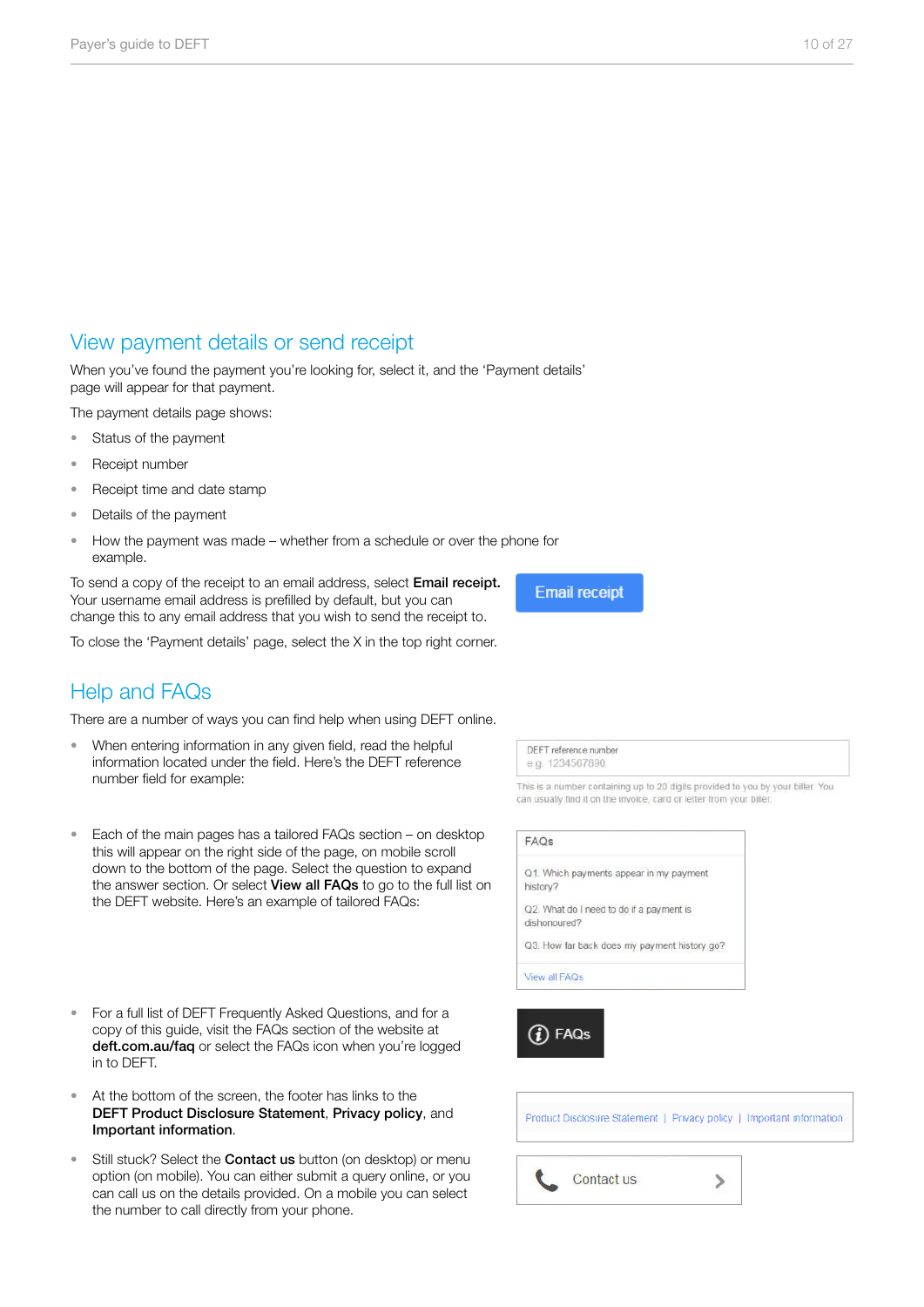## View payment details or send receipt

When you've found the payment you're looking for, select it, and the 'Payment details' page will appear for that payment.

The payment details page shows:

- Status of the payment
- Receipt number
- Receipt time and date stamp
- Details of the payment
- How the payment was made – whether from a schedule or over the phone for example.

To send a copy of the receipt to an email address, select **Email receipt.** Your username email address is prefilled by default, but you can change this to any email address that you wish to send the receipt to.

Email receipt

To close the 'Payment details' page, select the X in the top right corner.

## Help and FAQs

There are a number of ways you can find help when using DEFT online.

- When entering information in any given field, read the helpful information located under the field. Here's the DEFT reference number field for example:

DEFT reference number
e.g. 1234567890
This is a number containing up to 20 digits provided to you by your biller. You can usually find it on the invoice, card or letter from your biller.

- Each of the main pages has a tailored FAQs section – on desktop this will appear on the right side of the page, on mobile scroll down to the bottom of the page. Select the question to expand the answer section. Or select **View all FAQs** to go to the full list on the DEFT website. Here's an example of tailored FAQs:

FAQs
Q1. Which payments appear in my payment history?
Q2. What do I need to do if a payment is dishonoured?
Q3. How far back does my payment history go?
View all FAQs

- For a full list of DEFT Frequently Asked Questions, and for a copy of this guide, visit the FAQs section of the website at **deft.com.au/faq** or select the FAQs icon when you're logged in to DEFT.

FAQs

- At the bottom of the screen, the footer has links to the **DEFT Product Disclosure Statement**, **Privacy policy**, and **Important information**.

Product Disclosure Statement | Privacy policy | Important information

- Still stuck? Select the **Contact us** button (on desktop) or menu option (on mobile). You can either submit a query online, or you can call us on the details provided. On a mobile you can select the number to call directly from your phone.

Contact us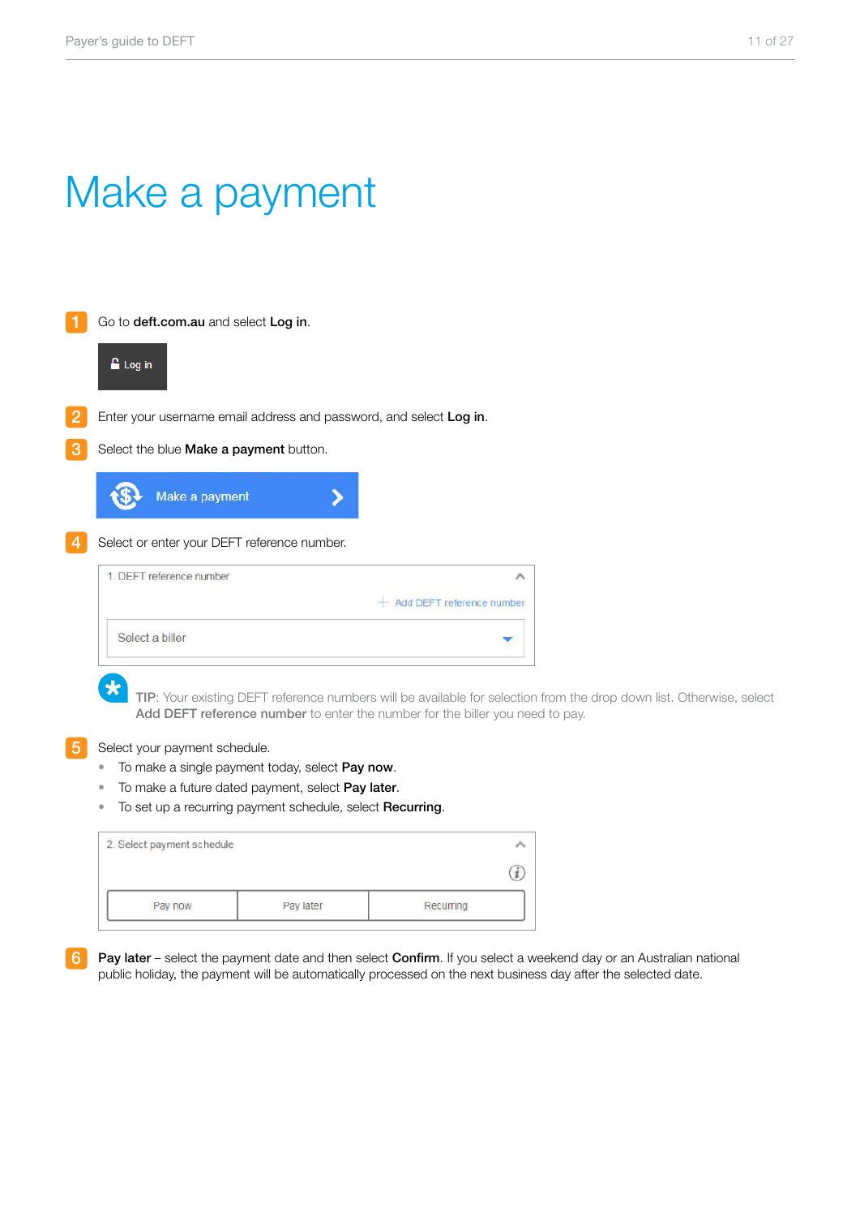# Make a payment

1. Go to **deft.com.au** and select **Log in**.

   Log in

2. Enter your username email address and password, and select **Log in**.

3. Select the blue **Make a payment** button.

   Make a payment

4. Select or enter your DEFT reference number.

   1. DEFT reference number

   + Add DEFT reference number

   Select a biller

   **TIP**: Your existing DEFT reference numbers will be available for selection from the drop down list. Otherwise, select **Add DEFT reference number** to enter the number for the biller you need to pay.

5. Select your payment schedule.
   - To make a single payment today, select **Pay now**.
   - To make a future dated payment, select **Pay later**.
   - To set up a recurring payment schedule, select **Recurring**.

   2. Select payment schedule

   | Pay now | Pay later | Recurring |
   |---|---|---|

6. **Pay later** – select the payment date and then select **Confirm**. If you select a weekend day or an Australian national public holiday, the payment will be automatically processed on the next business day after the selected date.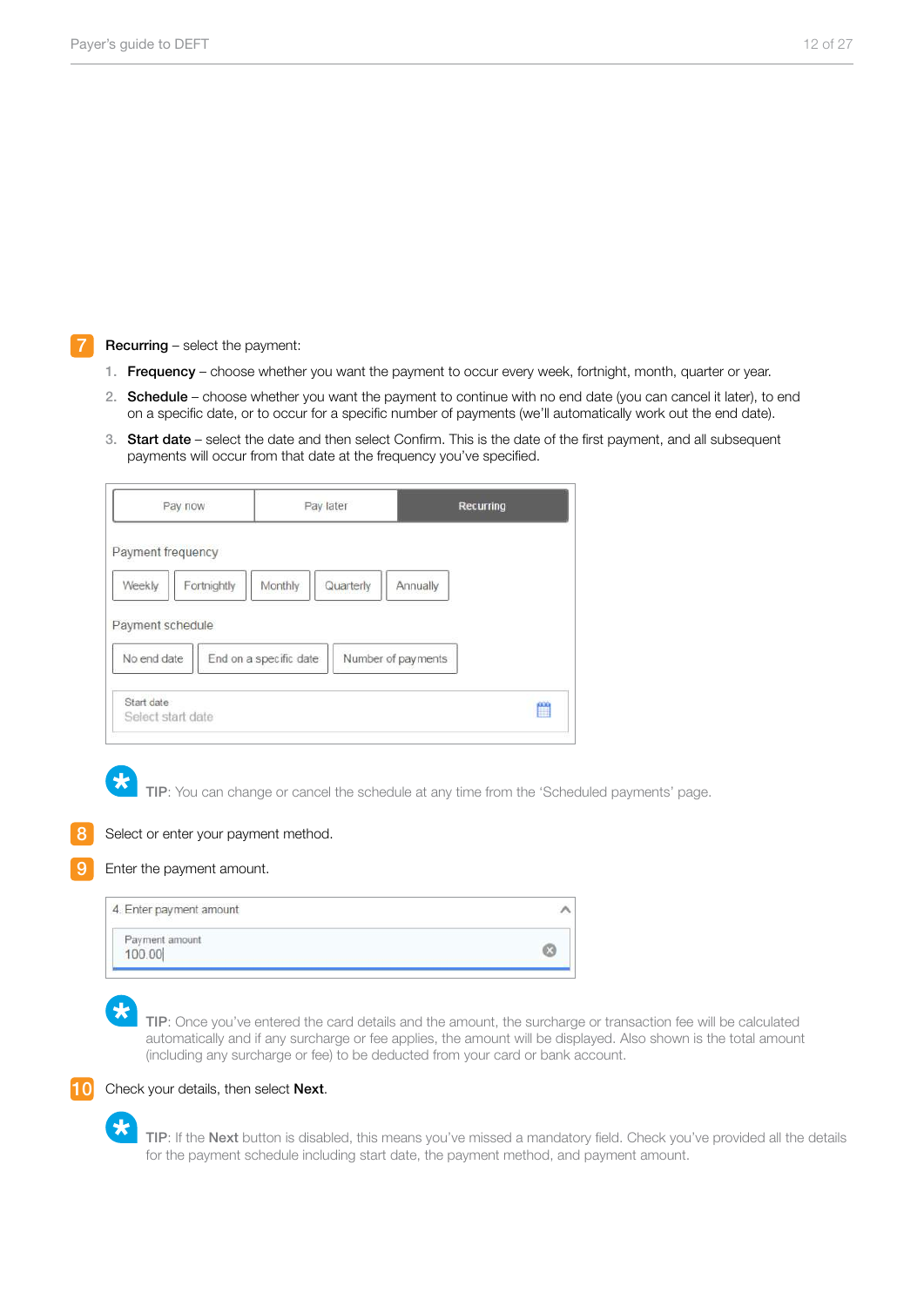**7** **Recurring** – select the payment:

1. **Frequency** – choose whether you want the payment to occur every week, fortnight, month, quarter or year.
2. **Schedule** – choose whether you want the payment to continue with no end date (you can cancel it later), to end on a specific date, or to occur for a specific number of payments (we'll automatically work out the end date).
3. **Start date** – select the date and then select Confirm. This is the date of the first payment, and all subsequent payments will occur from that date at the frequency you've specified.

| Pay now | Pay later | Recurring |
|---|---|---|

Payment frequency

Weekly | Fortnightly | Monthly | Quarterly | Annually

Payment schedule

No end date | End on a specific date | Number of payments

Start date
Select start date

**TIP**: You can change or cancel the schedule at any time from the 'Scheduled payments' page.

**8** Select or enter your payment method.

**9** Enter the payment amount.

4. Enter payment amount

Payment amount
100.00

**TIP**: Once you've entered the card details and the amount, the surcharge or transaction fee will be calculated automatically and if any surcharge or fee applies, the amount will be displayed. Also shown is the total amount (including any surcharge or fee) to be deducted from your card or bank account.

**10** Check your details, then select **Next**.

**TIP**: If the **Next** button is disabled, this means you've missed a mandatory field. Check you've provided all the details for the payment schedule including start date, the payment method, and payment amount.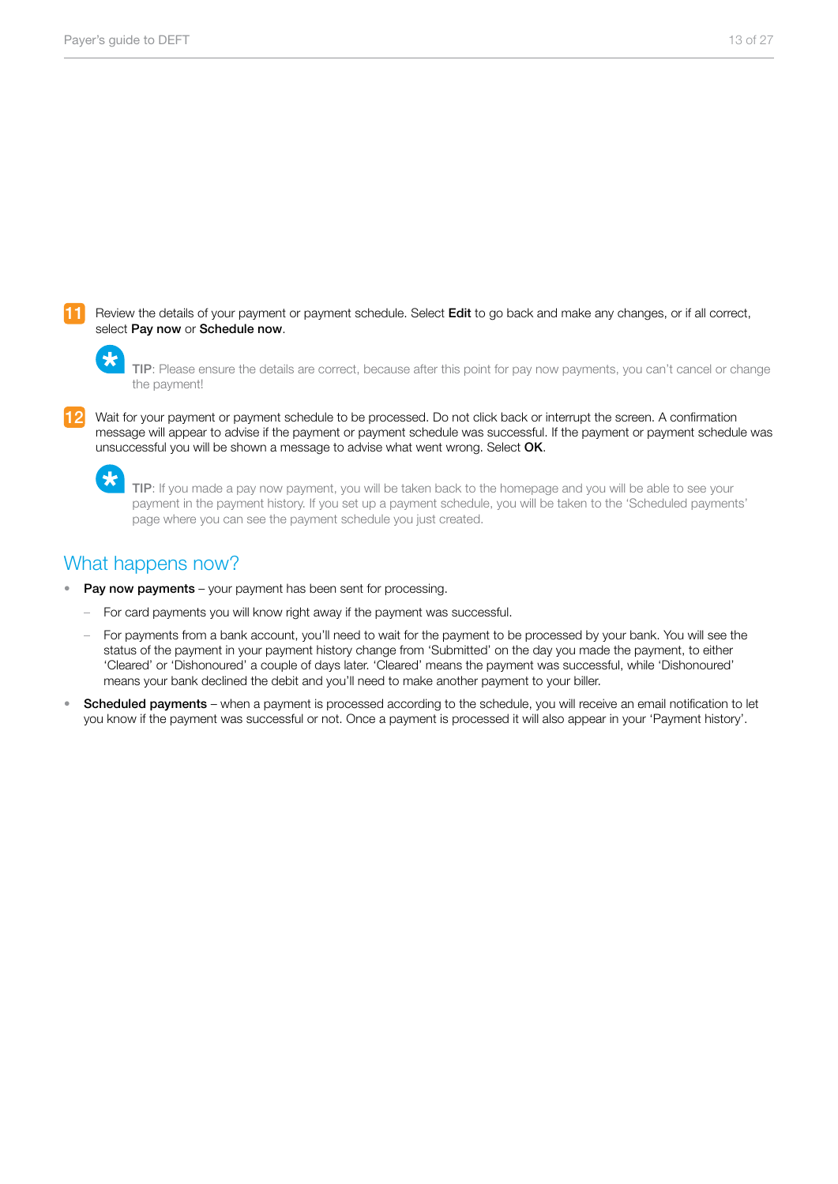11. Review the details of your payment or payment schedule. Select **Edit** to go back and make any changes, or if all correct, select **Pay now** or **Schedule now**.

   > **TIP**: Please ensure the details are correct, because after this point for pay now payments, you can't cancel or change the payment!

12. Wait for your payment or payment schedule to be processed. Do not click back or interrupt the screen. A confirmation message will appear to advise if the payment or payment schedule was successful. If the payment or payment schedule was unsuccessful you will be shown a message to advise what went wrong. Select **OK**.

   > **TIP**: If you made a pay now payment, you will be taken back to the homepage and you will be able to see your payment in the payment history. If you set up a payment schedule, you will be taken to the 'Scheduled payments' page where you can see the payment schedule you just created.

## What happens now?

- **Pay now payments** – your payment has been sent for processing.
  - For card payments you will know right away if the payment was successful.
  - For payments from a bank account, you'll need to wait for the payment to be processed by your bank. You will see the status of the payment in your payment history change from 'Submitted' on the day you made the payment, to either 'Cleared' or 'Dishonoured' a couple of days later. 'Cleared' means the payment was successful, while 'Dishonoured' means your bank declined the debit and you'll need to make another payment to your biller.
- **Scheduled payments** – when a payment is processed according to the schedule, you will receive an email notification to let you know if the payment was successful or not. Once a payment is processed it will also appear in your 'Payment history'.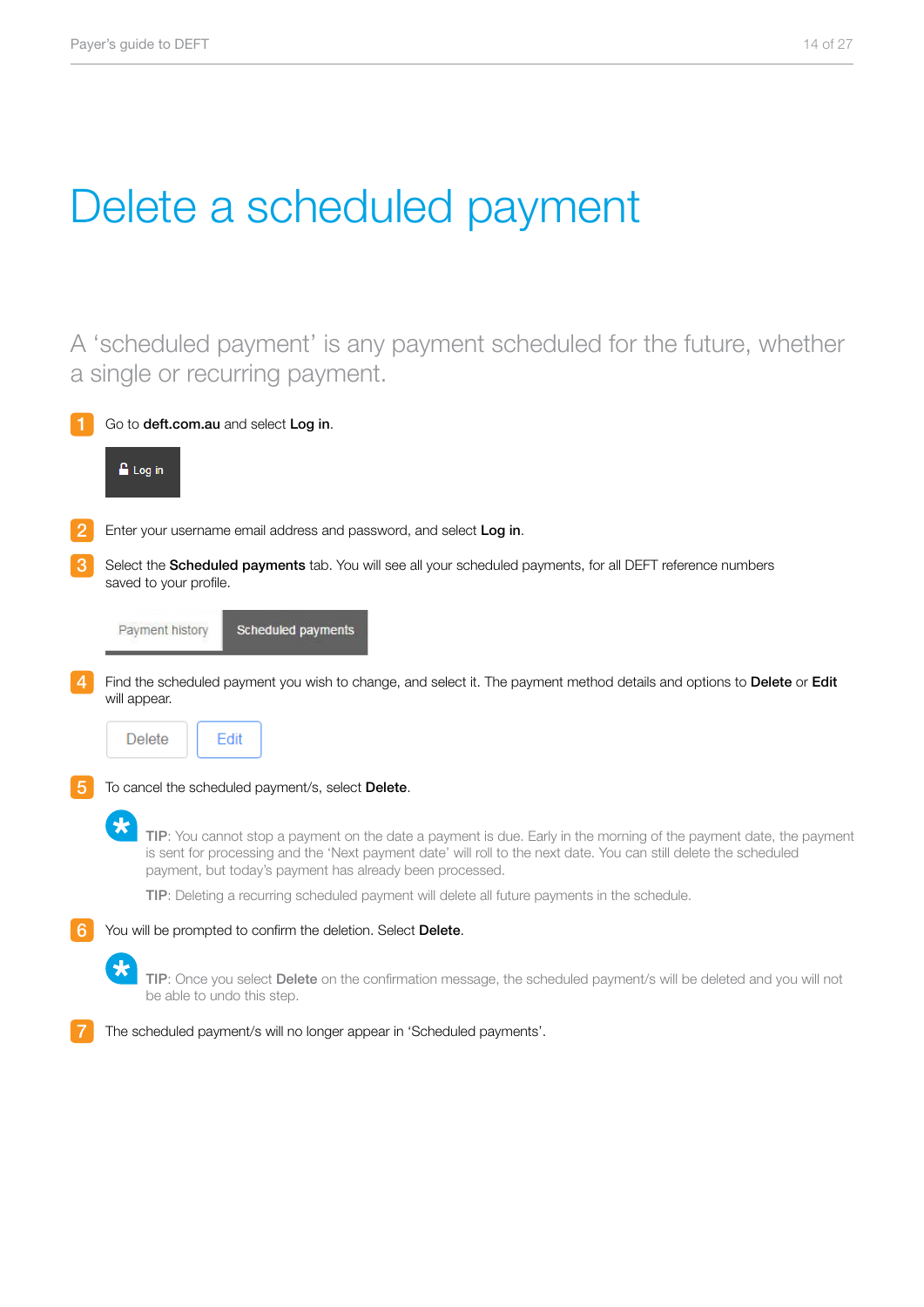# Delete a scheduled payment

A 'scheduled payment' is any payment scheduled for the future, whether a single or recurring payment.

1. Go to **deft.com.au** and select **Log in**.

   Log in

2. Enter your username email address and password, and select **Log in**.

3. Select the **Scheduled payments** tab. You will see all your scheduled payments, for all DEFT reference numbers saved to your profile.

   Payment history | Scheduled payments

4. Find the scheduled payment you wish to change, and select it. The payment method details and options to **Delete** or **Edit** will appear.

   Delete | Edit

5. To cancel the scheduled payment/s, select **Delete**.

   **TIP**: You cannot stop a payment on the date a payment is due. Early in the morning of the payment date, the payment is sent for processing and the 'Next payment date' will roll to the next date. You can still delete the scheduled payment, but today's payment has already been processed.

   **TIP**: Deleting a recurring scheduled payment will delete all future payments in the schedule.

6. You will be prompted to confirm the deletion. Select **Delete**.

   **TIP**: Once you select **Delete** on the confirmation message, the scheduled payment/s will be deleted and you will not be able to undo this step.

7. The scheduled payment/s will no longer appear in 'Scheduled payments'.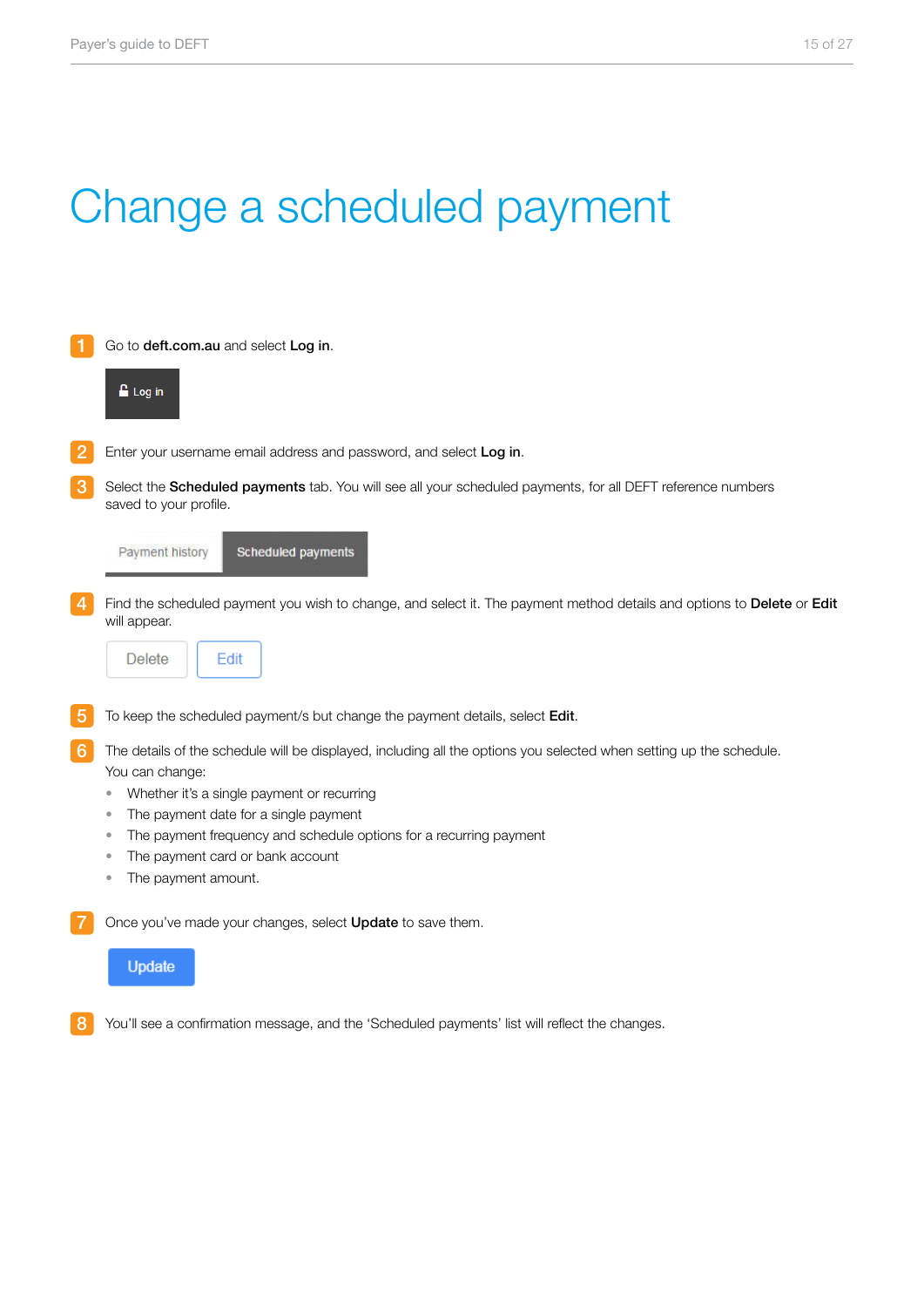# Change a scheduled payment

1. Go to **deft.com.au** and select **Log in**.

   Log in

2. Enter your username email address and password, and select **Log in**.

3. Select the **Scheduled payments** tab. You will see all your scheduled payments, for all DEFT reference numbers saved to your profile.

   Payment history | Scheduled payments

4. Find the scheduled payment you wish to change, and select it. The payment method details and options to **Delete** or **Edit** will appear.

   Delete | Edit

5. To keep the scheduled payment/s but change the payment details, select **Edit**.

6. The details of the schedule will be displayed, including all the options you selected when setting up the schedule. You can change:
   - Whether it's a single payment or recurring
   - The payment date for a single payment
   - The payment frequency and schedule options for a recurring payment
   - The payment card or bank account
   - The payment amount.

7. Once you've made your changes, select **Update** to save them.

   Update

8. You'll see a confirmation message, and the 'Scheduled payments' list will reflect the changes.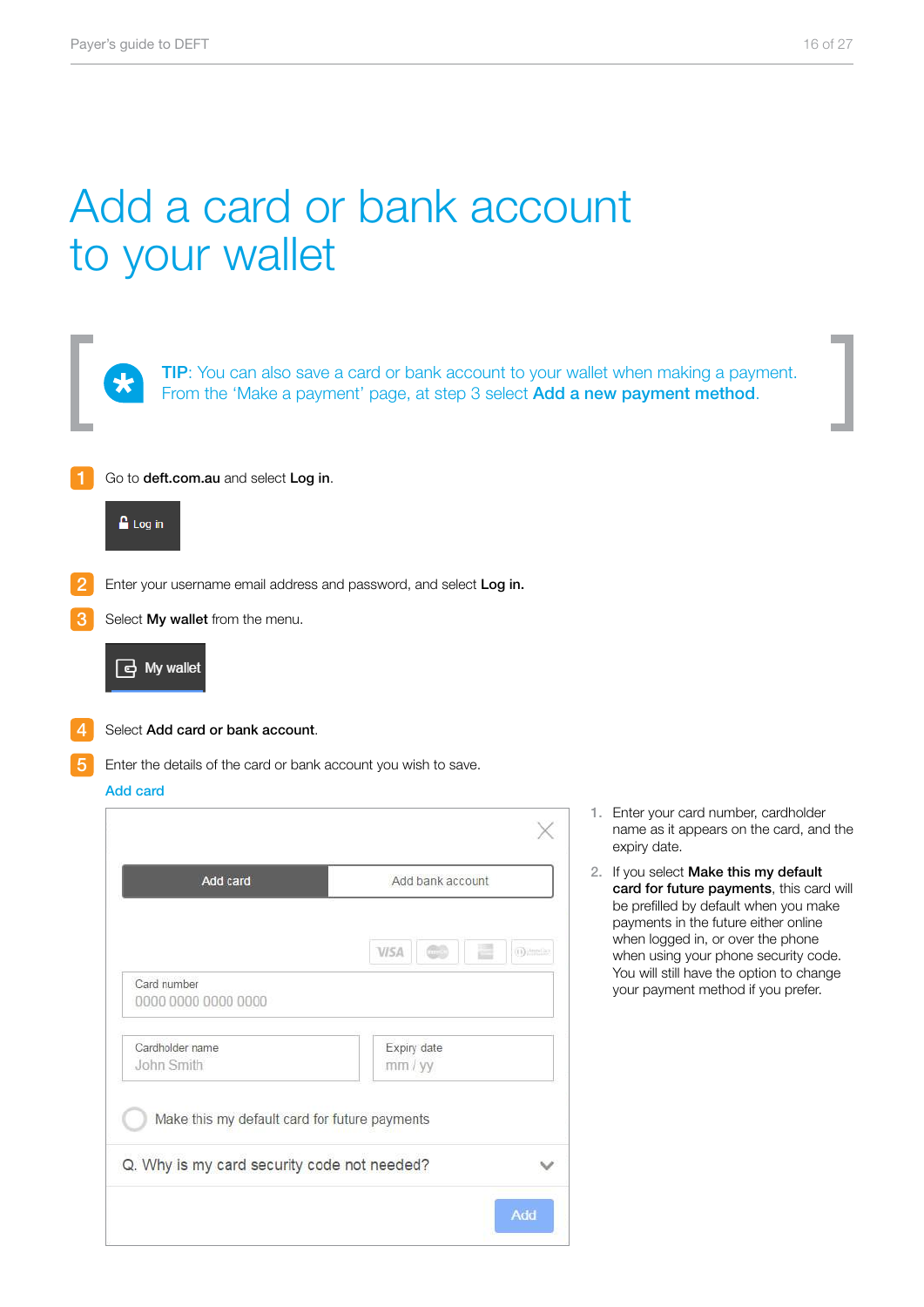# Add a card or bank account to your wallet

**TIP**: You can also save a card or bank account to your wallet when making a payment. From the 'Make a payment' page, at step 3 select **Add a new payment method**.

1. Go to **deft.com.au** and select **Log in**.

   Log in

2. Enter your username email address and password, and select **Log in.**
3. Select **My wallet** from the menu.

   My wallet

4. Select **Add card or bank account**.
5. Enter the details of the card or bank account you wish to save.

## Add card

Add card | Add bank account

Card number
0000 0000 0000 0000

Cardholder name
John Smith

Expiry date
mm / yy

Make this my default card for future payments

Q. Why is my card security code not needed?

Add

1. Enter your card number, cardholder name as it appears on the card, and the expiry date.
2. If you select **Make this my default card for future payments**, this card will be prefilled by default when you make payments in the future either online when logged in, or over the phone when using your phone security code. You will still have the option to change your payment method if you prefer.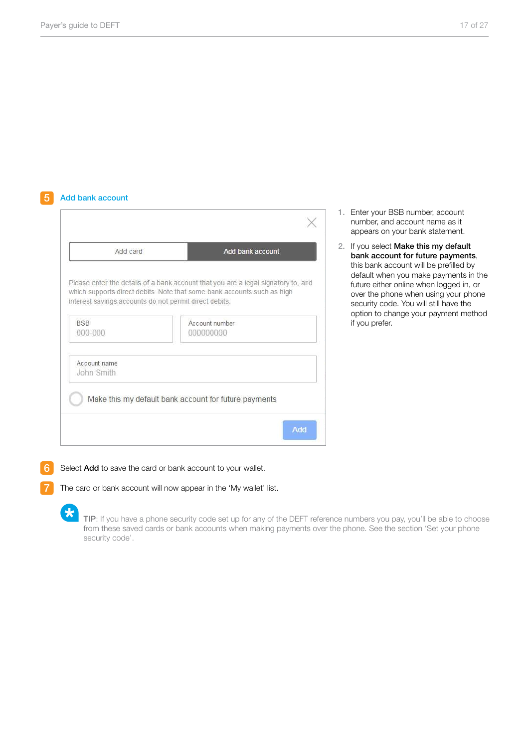## 5 Add bank account

Add card | Add bank account

Please enter the details of a bank account that you are a legal signatory to, and which supports direct debits. Note that some bank accounts such as high interest savings accounts do not permit direct debits.

BSB
000-000

Account number
000000000

Account name
John Smith

Make this my default bank account for future payments

Add

1. Enter your BSB number, account number, and account name as it appears on your bank statement.
2. If you select **Make this my default bank account for future payments**, this bank account will be prefilled by default when you make payments in the future either online when logged in, or over the phone when using your phone security code. You will still have the option to change your payment method if you prefer.

**6** Select **Add** to save the card or bank account to your wallet.

**7** The card or bank account will now appear in the 'My wallet' list.

**TIP**: If you have a phone security code set up for any of the DEFT reference numbers you pay, you'll be able to choose from these saved cards or bank accounts when making payments over the phone. See the section 'Set your phone security code'.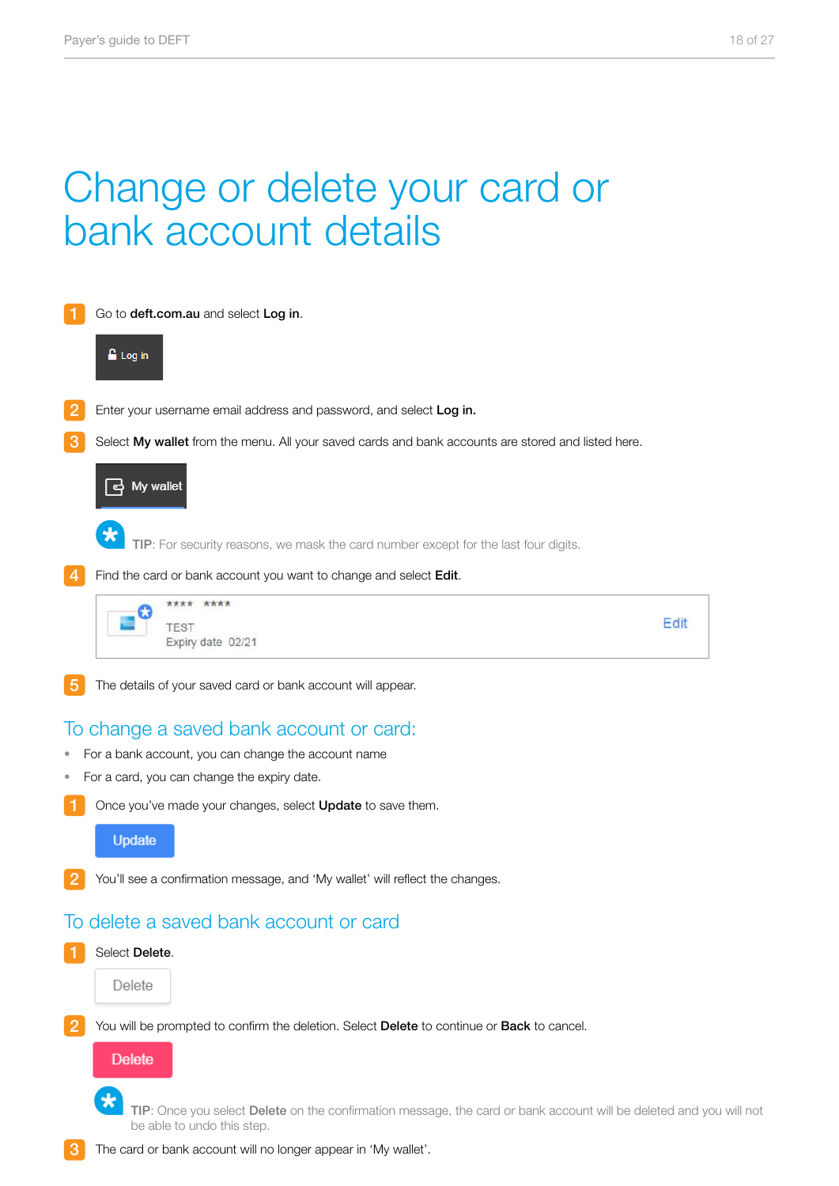# Change or delete your card or bank account details

1. Go to **deft.com.au** and select **Log in**.

   Log in

2. Enter your username email address and password, and select **Log in.**

3. Select **My wallet** from the menu. All your saved cards and bank accounts are stored and listed here.

   My wallet

   **TIP**: For security reasons, we mask the card number except for the last four digits.

4. Find the card or bank account you want to change and select **Edit**.

   | **** **** TEST Expiry date 02/21 | Edit |
   |---|---|

5. The details of your saved card or bank account will appear.

## To change a saved bank account or card:

- For a bank account, you can change the account name
- For a card, you can change the expiry date.

1. Once you've made your changes, select **Update** to save them.

   Update

2. You'll see a confirmation message, and 'My wallet' will reflect the changes.

## To delete a saved bank account or card

1. Select **Delete**.

   Delete

2. You will be prompted to confirm the deletion. Select **Delete** to continue or **Back** to cancel.

   Delete

   **TIP**: Once you select **Delete** on the confirmation message, the card or bank account will be deleted and you will not be able to undo this step.

3. The card or bank account will no longer appear in 'My wallet'.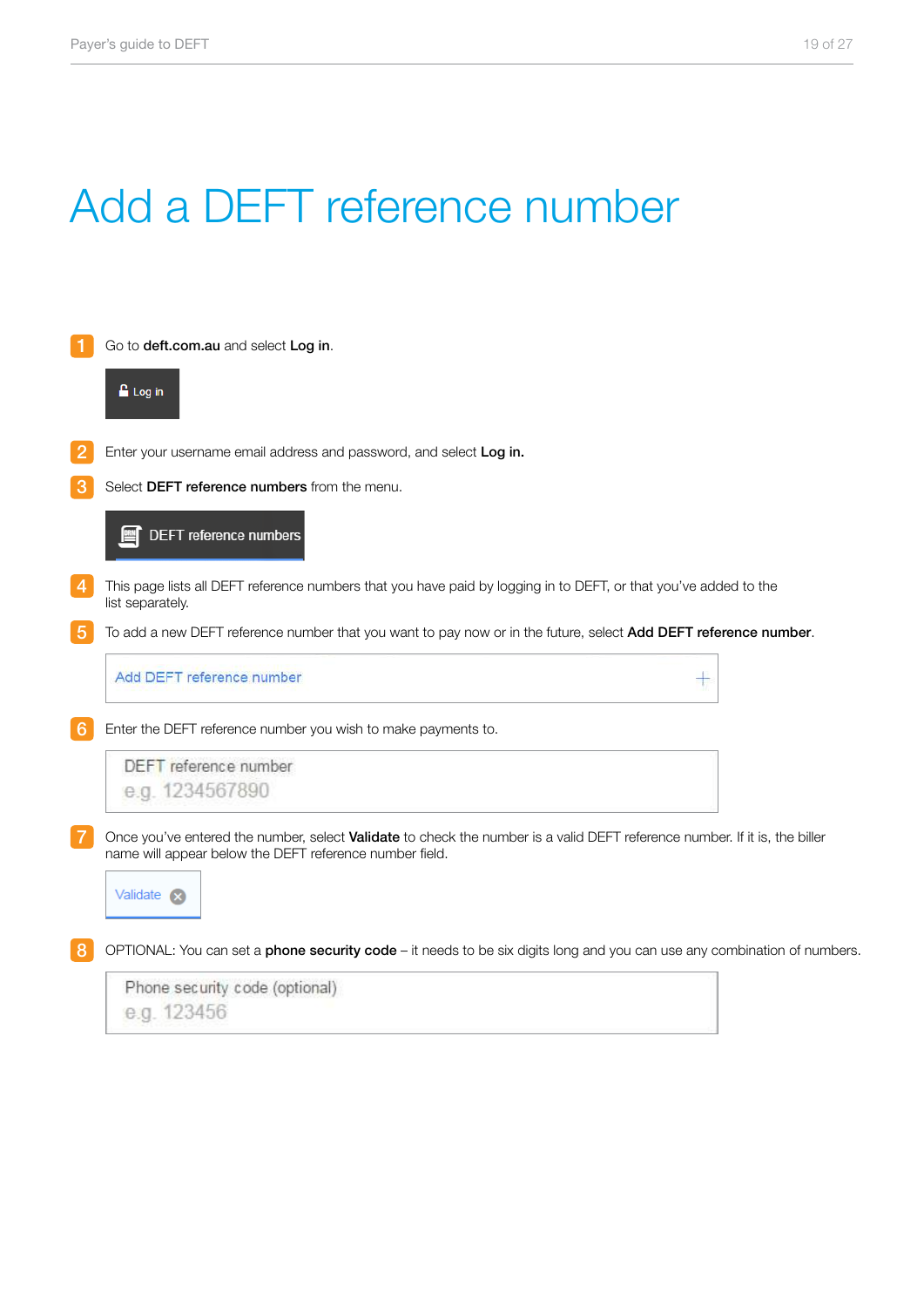# Add a DEFT reference number

1. Go to **deft.com.au** and select **Log in**.

   Log in

2. Enter your username email address and password, and select **Log in.**

3. Select **DEFT reference numbers** from the menu.

   DEFT reference numbers

4. This page lists all DEFT reference numbers that you have paid by logging in to DEFT, or that you've added to the list separately.

5. To add a new DEFT reference number that you want to pay now or in the future, select **Add DEFT reference number**.

   Add DEFT reference number +

6. Enter the DEFT reference number you wish to make payments to.

   DEFT reference number
   e.g. 1234567890

7. Once you've entered the number, select **Validate** to check the number is a valid DEFT reference number. If it is, the biller name will appear below the DEFT reference number field.

   Validate

8. OPTIONAL: You can set a **phone security code** – it needs to be six digits long and you can use any combination of numbers.

   Phone security code (optional)
   e.g. 123456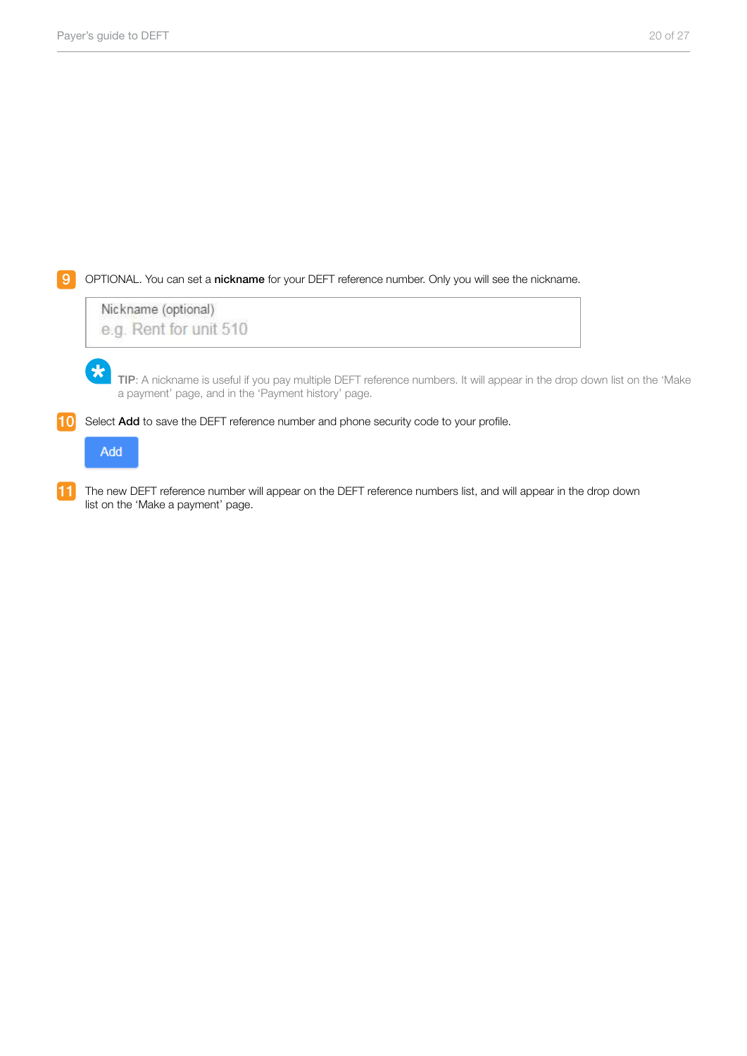9. OPTIONAL. You can set a **nickname** for your DEFT reference number. Only you will see the nickname.

   Nickname (optional)
   e.g. Rent for unit 510

   TIP: A nickname is useful if you pay multiple DEFT reference numbers. It will appear in the drop down list on the 'Make a payment' page, and in the 'Payment history' page.

10. Select **Add** to save the DEFT reference number and phone security code to your profile.

    Add

11. The new DEFT reference number will appear on the DEFT reference numbers list, and will appear in the drop down list on the 'Make a payment' page.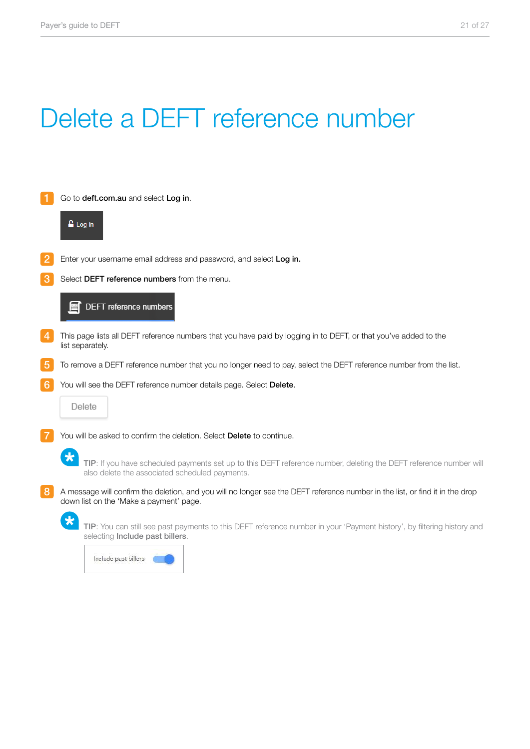# Delete a DEFT reference number

1. Go to **deft.com.au** and select **Log in**.

   Log in

2. Enter your username email address and password, and select **Log in.**

3. Select **DEFT reference numbers** from the menu.

   DEFT reference numbers

4. This page lists all DEFT reference numbers that you have paid by logging in to DEFT, or that you've added to the list separately.

5. To remove a DEFT reference number that you no longer need to pay, select the DEFT reference number from the list.

6. You will see the DEFT reference number details page. Select **Delete**.

   Delete

7. You will be asked to confirm the deletion. Select **Delete** to continue.

   TIP: If you have scheduled payments set up to this DEFT reference number, deleting the DEFT reference number will also delete the associated scheduled payments.

8. A message will confirm the deletion, and you will no longer see the DEFT reference number in the list, or find it in the drop down list on the 'Make a payment' page.

   TIP: You can still see past payments to this DEFT reference number in your 'Payment history', by filtering history and selecting **Include past billers**.

   Include past billers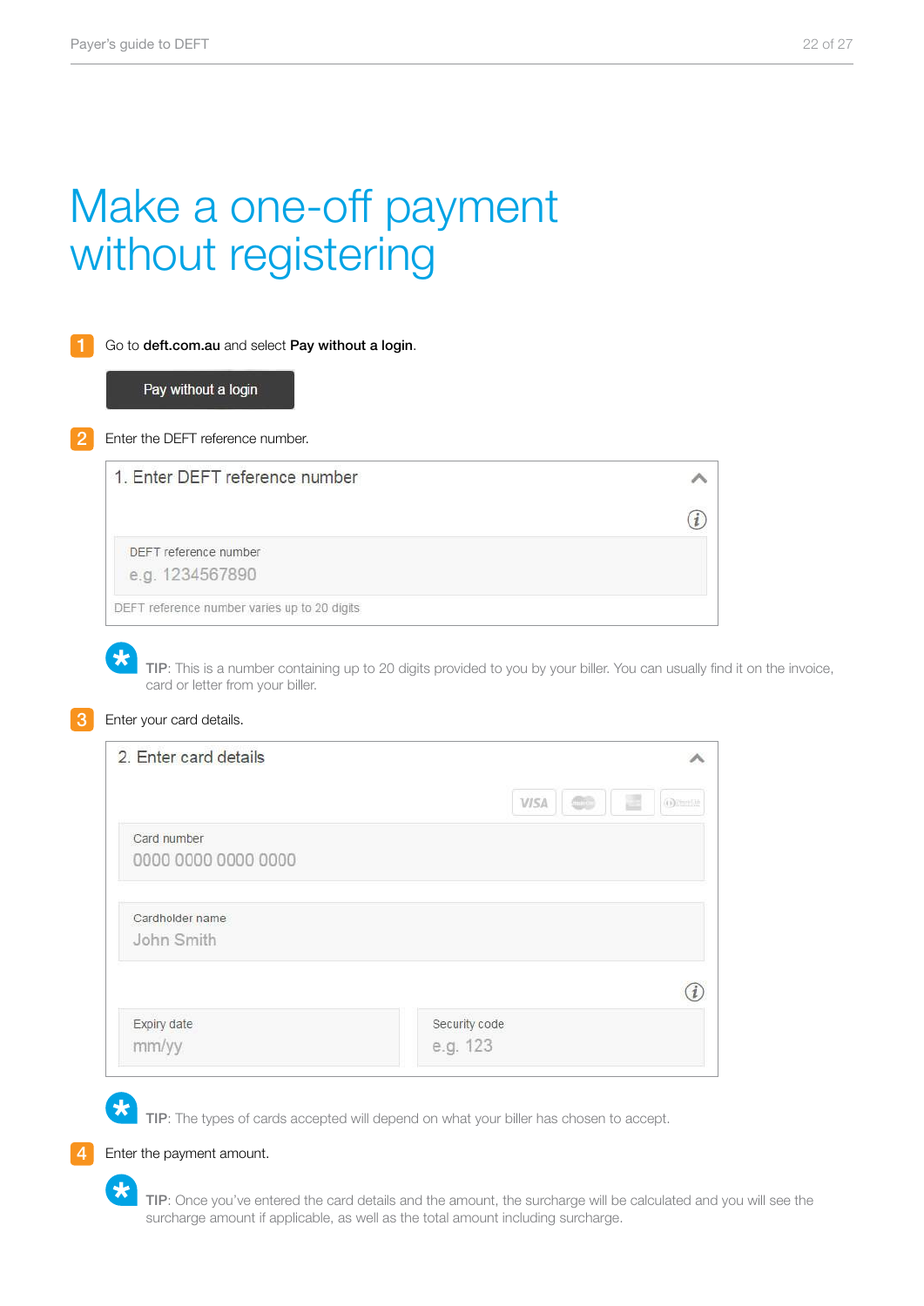# Make a one-off payment without registering

1. Go to **deft.com.au** and select **Pay without a login**.

   Pay without a login

2. Enter the DEFT reference number.

   1. Enter DEFT reference number

   DEFT reference number
   e.g. 1234567890

   DEFT reference number varies up to 20 digits

   **TIP**: This is a number containing up to 20 digits provided to you by your biller. You can usually find it on the invoice, card or letter from your biller.

3. Enter your card details.

   2. Enter card details

   VISA

   Card number
   0000 0000 0000 0000

   Cardholder name
   John Smith

   Expiry date
   mm/yy

   Security code
   e.g. 123

   **TIP**: The types of cards accepted will depend on what your biller has chosen to accept.

4. Enter the payment amount.

   **TIP**: Once you've entered the card details and the amount, the surcharge will be calculated and you will see the surcharge amount if applicable, as well as the total amount including surcharge.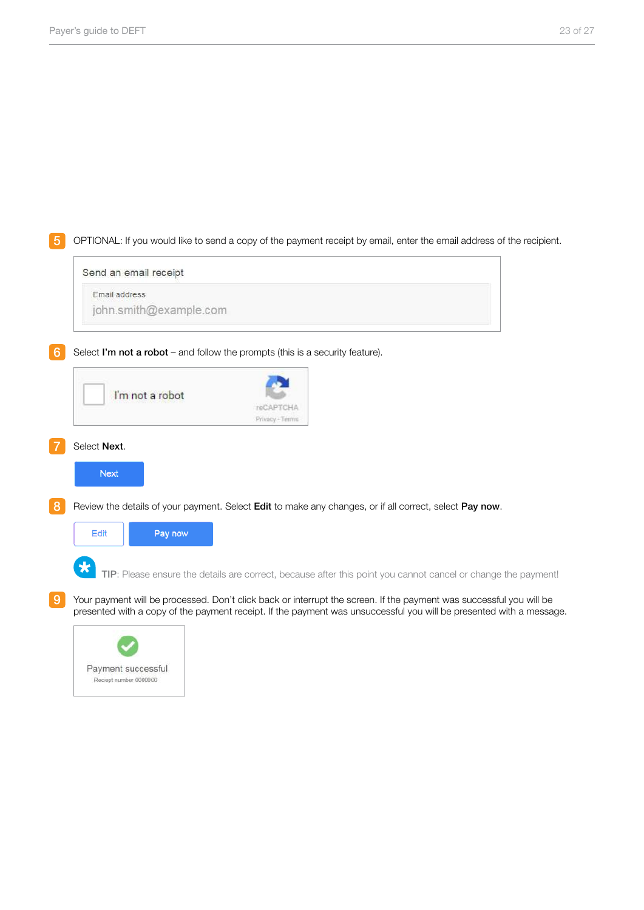5. OPTIONAL: If you would like to send a copy of the payment receipt by email, enter the email address of the recipient.

   Send an email receipt

   Email address
   john.smith@example.com

6. Select **I'm not a robot** – and follow the prompts (this is a security feature).

   I'm not a robot

   reCAPTCHA
   Privacy - Terms

7. Select **Next**.

   Next

8. Review the details of your payment. Select **Edit** to make any changes, or if all correct, select **Pay now**.

   Edit | Pay now

   **TIP**: Please ensure the details are correct, because after this point you cannot cancel or change the payment!

9. Your payment will be processed. Don't click back or interrupt the screen. If the payment was successful you will be presented with a copy of the payment receipt. If the payment was unsuccessful you will be presented with a message.

   Payment successful
   Reciept number 0000000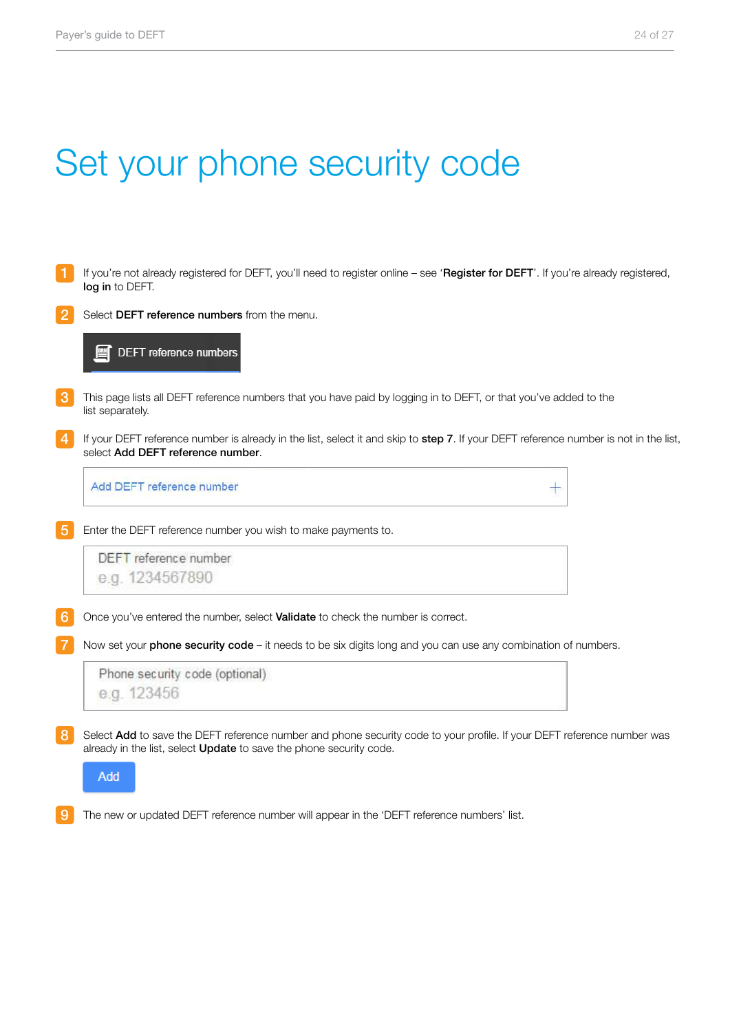# Set your phone security code

1. If you're not already registered for DEFT, you'll need to register online – see '**Register for DEFT**'. If you're already registered, **log in** to DEFT.

2. Select **DEFT reference numbers** from the menu.

   DEFT reference numbers

3. This page lists all DEFT reference numbers that you have paid by logging in to DEFT, or that you've added to the list separately.

4. If your DEFT reference number is already in the list, select it and skip to **step 7**. If your DEFT reference number is not in the list, select **Add DEFT reference number**.

   Add DEFT reference number +

5. Enter the DEFT reference number you wish to make payments to.

   DEFT reference number
   e.g. 1234567890

6. Once you've entered the number, select **Validate** to check the number is correct.

7. Now set your **phone security code** – it needs to be six digits long and you can use any combination of numbers.

   Phone security code (optional)
   e.g. 123456

8. Select **Add** to save the DEFT reference number and phone security code to your profile. If your DEFT reference number was already in the list, select **Update** to save the phone security code.

   Add

9. The new or updated DEFT reference number will appear in the 'DEFT reference numbers' list.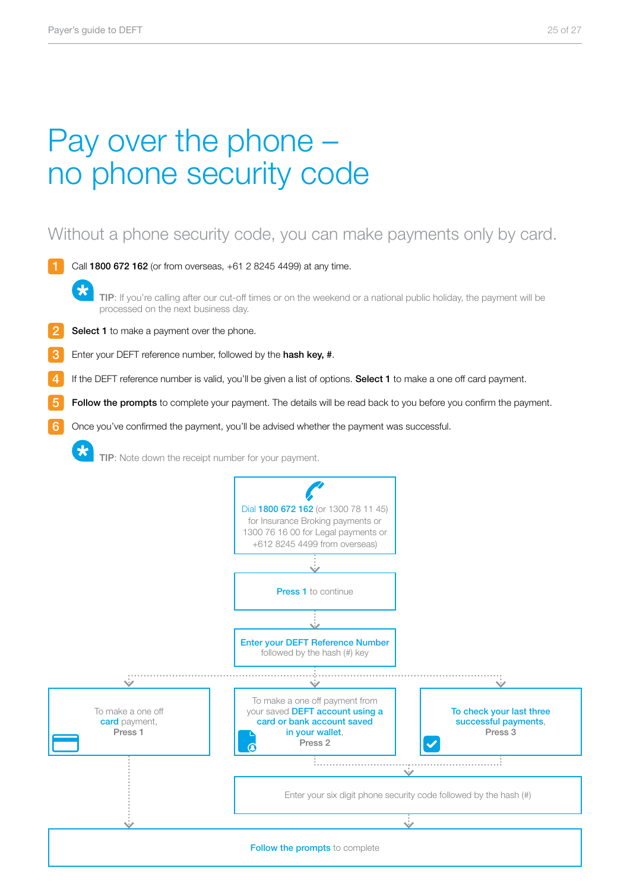# Pay over the phone – no phone security code

## Without a phone security code, you can make payments only by card.

1. Call **1800 672 162** (or from overseas, +61 2 8245 4499) at any time.

   **TIP**: If you're calling after our cut-off times or on the weekend or a national public holiday, the payment will be processed on the next business day.

2. **Select 1** to make a payment over the phone.
3. Enter your DEFT reference number, followed by the **hash key, #**.
4. If the DEFT reference number is valid, you'll be given a list of options. **Select 1** to make a one off card payment.
5. **Follow the prompts** to complete your payment. The details will be read back to you before you confirm the payment.
6. Once you've confirmed the payment, you'll be advised whether the payment was successful.

   **TIP**: Note down the receipt number for your payment.

Dial **1800 672 162** (or 1300 78 11 45) for Insurance Broking payments or 1300 76 16 00 for Legal payments or +612 8245 4499 from overseas)

↓

**Press 1** to continue

↓

**Enter your DEFT Reference Number** followed by the hash (#) key

↓

- To make a one off **card** payment, Press 1 → **Follow the prompts** to complete
- To make a one off payment from your saved **DEFT account using a card or bank account saved in your wallet**, Press 2 → Enter your six digit phone security code followed by the hash (#) → **Follow the prompts** to complete
- **To check your last three successful payments**, Press 3 → Enter your six digit phone security code followed by the hash (#) → **Follow the prompts** to complete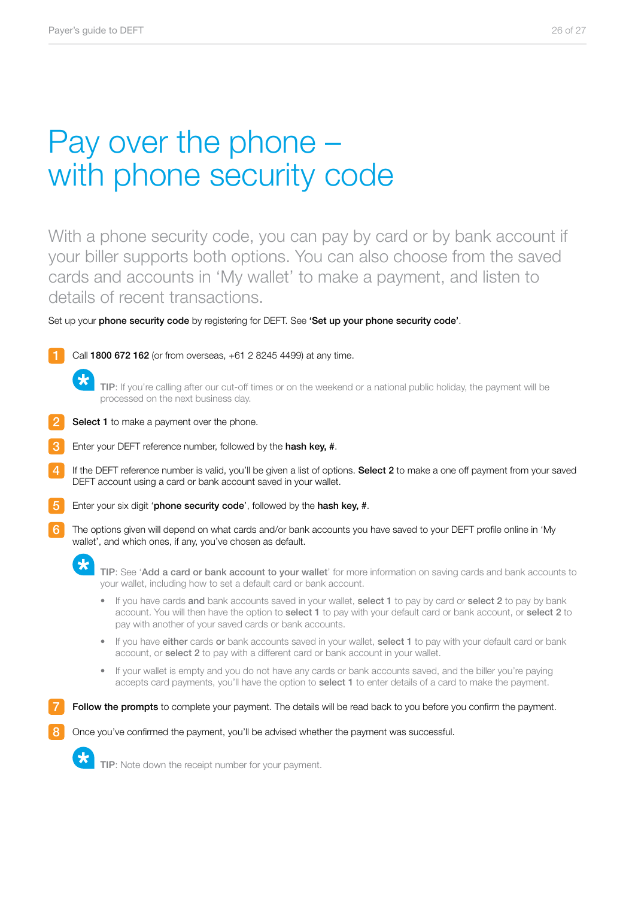# Pay over the phone – with phone security code

With a phone security code, you can pay by card or by bank account if your biller supports both options. You can also choose from the saved cards and accounts in 'My wallet' to make a payment, and listen to details of recent transactions.

Set up your **phone security code** by registering for DEFT. See **'Set up your phone security code'**.

1. Call **1800 672 162** (or from overseas, +61 2 8245 4499) at any time.

   **TIP**: If you're calling after our cut-off times or on the weekend or a national public holiday, the payment will be processed on the next business day.

2. **Select 1** to make a payment over the phone.
3. Enter your DEFT reference number, followed by the **hash key, #**.
4. If the DEFT reference number is valid, you'll be given a list of options. **Select 2** to make a one off payment from your saved DEFT account using a card or bank account saved in your wallet.
5. Enter your six digit '**phone security code**', followed by the **hash key, #**.
6. The options given will depend on what cards and/or bank accounts you have saved to your DEFT profile online in 'My wallet', and which ones, if any, you've chosen as default.

   **TIP**: See '**Add a card or bank account to your wallet**' for more information on saving cards and bank accounts to your wallet, including how to set a default card or bank account.

   - If you have cards **and** bank accounts saved in your wallet, **select 1** to pay by card or **select 2** to pay by bank account. You will then have the option to **select 1** to pay with your default card or bank account, or **select 2** to pay with another of your saved cards or bank accounts.
   - If you have **either** cards **or** bank accounts saved in your wallet, **select 1** to pay with your default card or bank account, or **select 2** to pay with a different card or bank account in your wallet.
   - If your wallet is empty and you do not have any cards or bank accounts saved, and the biller you're paying accepts card payments, you'll have the option to **select 1** to enter details of a card to make the payment.

7. **Follow the prompts** to complete your payment. The details will be read back to you before you confirm the payment.
8. Once you've confirmed the payment, you'll be advised whether the payment was successful.

   **TIP**: Note down the receipt number for your payment.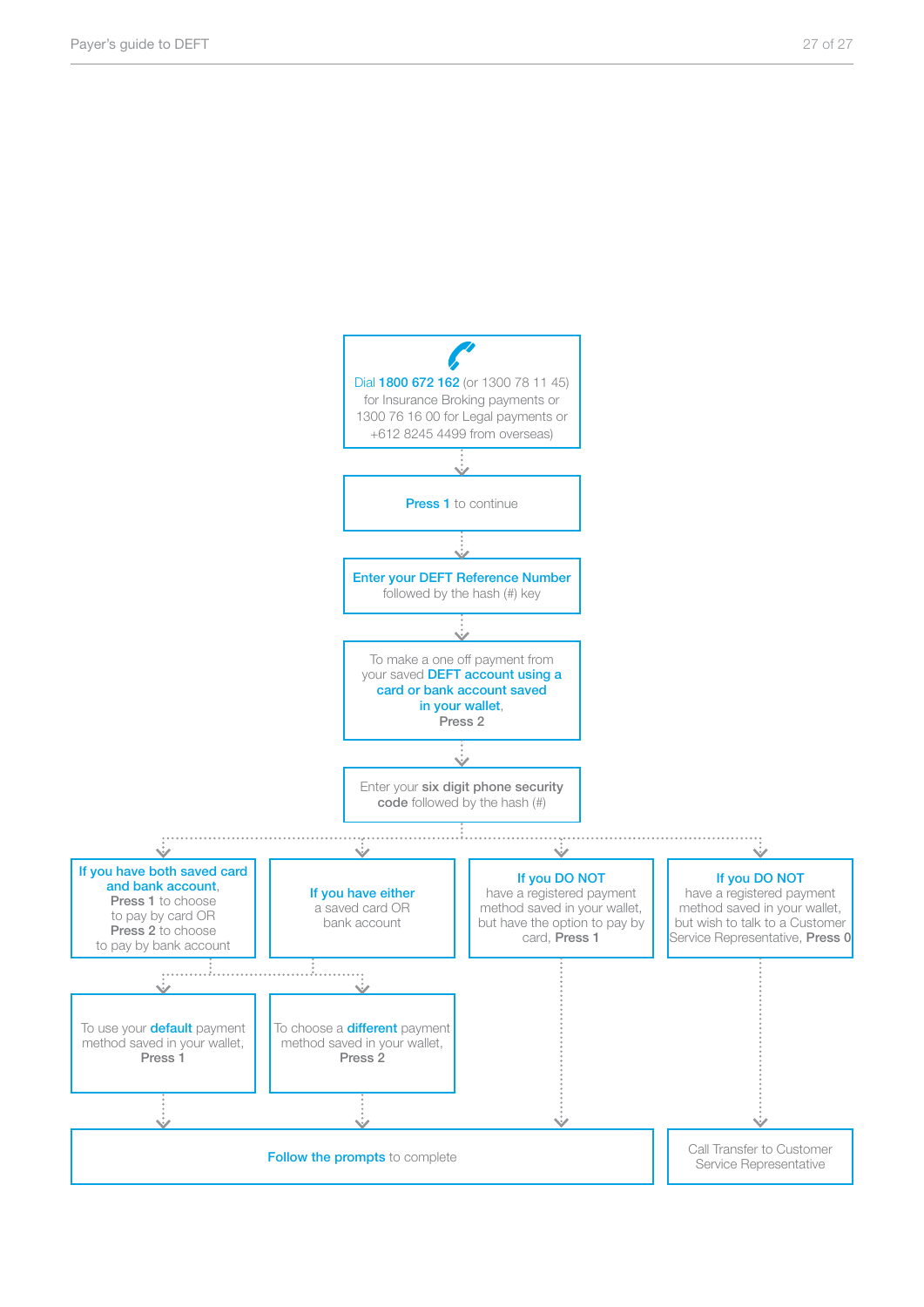Dial **1800 672 162** (or 1300 78 11 45) for Insurance Broking payments or 1300 76 16 00 for Legal payments or +612 8245 4499 from overseas)

**Press 1** to continue

**Enter your DEFT Reference Number** followed by the hash (#) key

To make a one off payment from your saved **DEFT account using a card or bank account saved in your wallet**, **Press 2**

Enter your **six digit phone security code** followed by the hash (#)

- **If you have both saved card and bank account**, **Press 1** to choose to pay by card OR **Press 2** to choose to pay by bank account
- **If you have either** a saved card OR bank account
  - To use your **default** payment method saved in your wallet, **Press 1**
  - To choose a **different** payment method saved in your wallet, **Press 2**
  - **Follow the prompts** to complete
- **If you DO NOT** have a registered payment method saved in your wallet, but have the option to pay by card, **Press 1**
  - **Follow the prompts** to complete
- **If you DO NOT** have a registered payment method saved in your wallet, but wish to talk to a Customer Service Representative, **Press 0**
  - Call Transfer to Customer Service Representative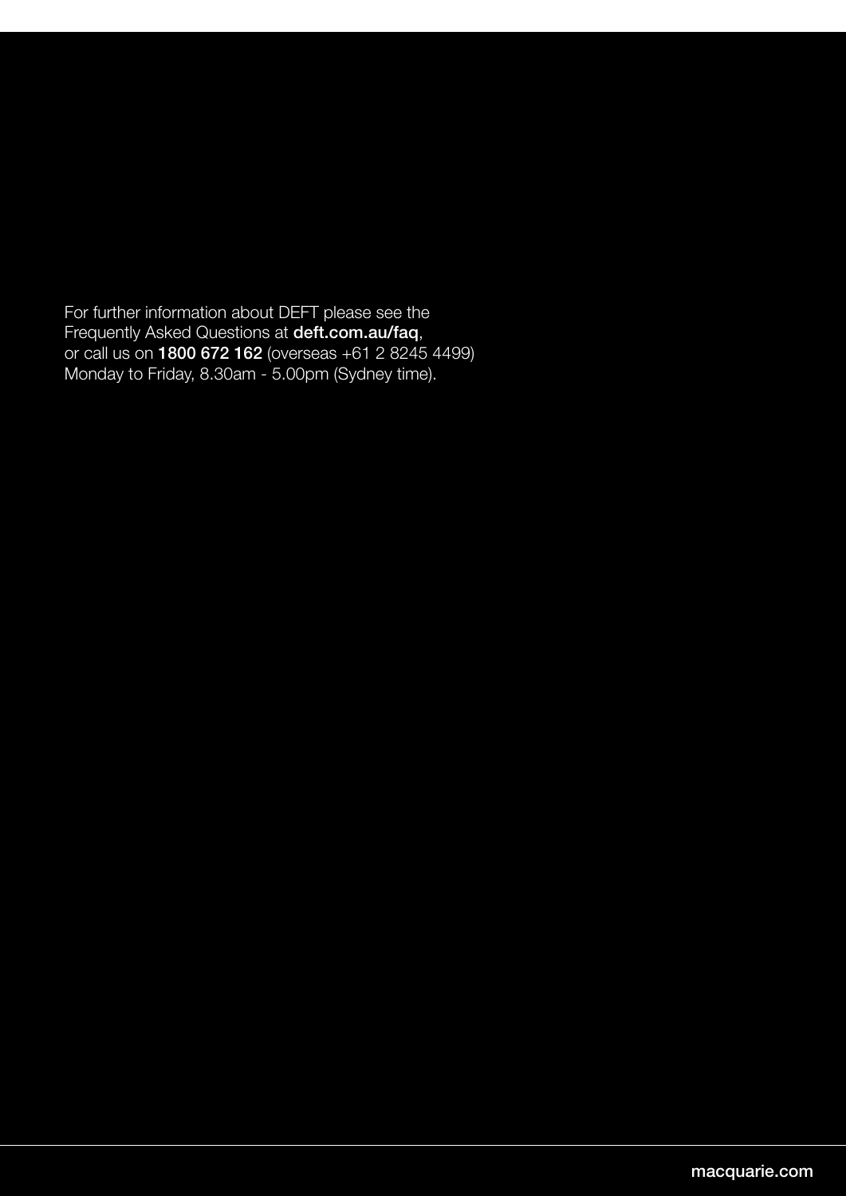For further information about DEFT please see the Frequently Asked Questions at **deft.com.au/faq**, or call us on **1800 672 162** (overseas +61 2 8245 4499) Monday to Friday, 8.30am - 5.00pm (Sydney time).

**macquarie.com**